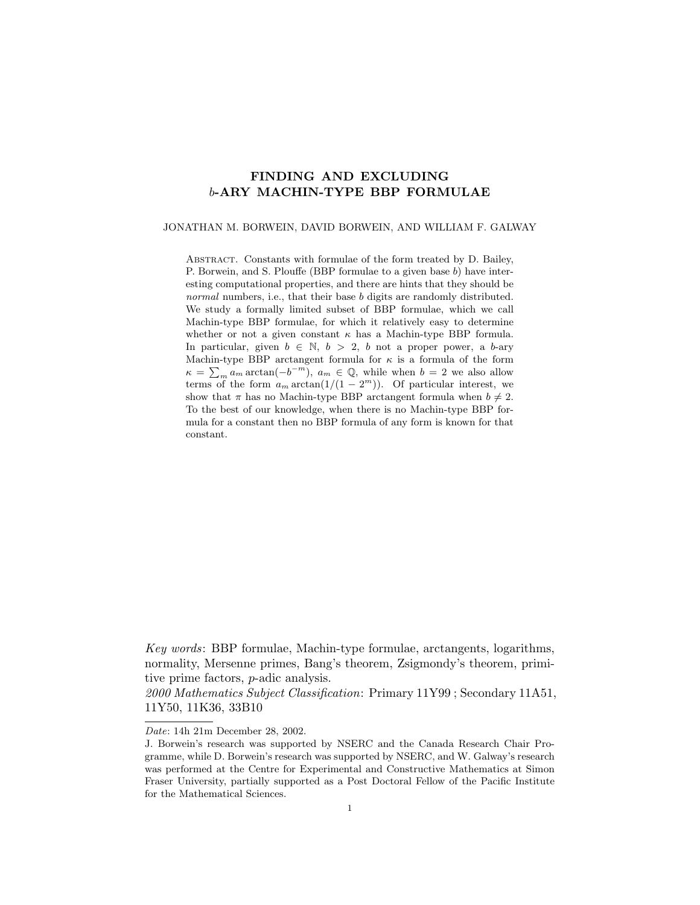# FINDING AND EXCLUDING $b$-ARY MACHIN-TYPE BBP FORMULAE

JONATHAN M. BORWEIN, DAVID BORWEIN, AND WILLIAM F. GALWAY

Abstract. Constants with formulae of the form treated by D. Bailey, P. Borwein, and S. Plouffe (BBP formulae to a given base $b$) have interesting computational properties, and there are hints that they should be *normal* numbers, i.e., that their base $b$ digits are randomly distributed. We study a formally limited subset of BBP formulae, which we call Machin-type BBP formulae, for which it relatively easy to determine whether or not a given constant $\kappa$ has a Machin-type BBP formula. In particular, given $b \in \mathbb{N}$, $b > 2$, $b$ not a proper power, a $b$-ary Machin-type BBP arctangent formula for $\kappa$ is a formula of the form $\kappa = \sum_m a_m \arctan(-b^{-m})$, $a_m \in \mathbb{Q}$, while when $b = 2$ we also allow terms of the form $a_m \arctan(1/(1 - 2^m))$. Of particular interest, we show that $\pi$ has no Machin-type BBP arctangent formula when $b \neq 2$. To the best of our knowledge, when there is no Machin-type BBP formula for a constant then no BBP formula of any form is known for that constant.

*Key words*: BBP formulae, Machin-type formulae, arctangents, logarithms, normality, Mersenne primes, Bang's theorem, Zsigmondy's theorem, primitive prime factors, $p$-adic analysis.

*2000 Mathematics Subject Classification*: Primary 11Y99 ; Secondary 11A51, 11Y50, 11K36, 33B10

---

*Date*: 14h 21m December 28, 2002.

J. Borwein's research was supported by NSERC and the Canada Research Chair Programme, while D. Borwein's research was supported by NSERC, and W. Galway's research was performed at the Centre for Experimental and Constructive Mathematics at Simon Fraser University, partially supported as a Post Doctoral Fellow of the Pacific Institute for the Mathematical Sciences.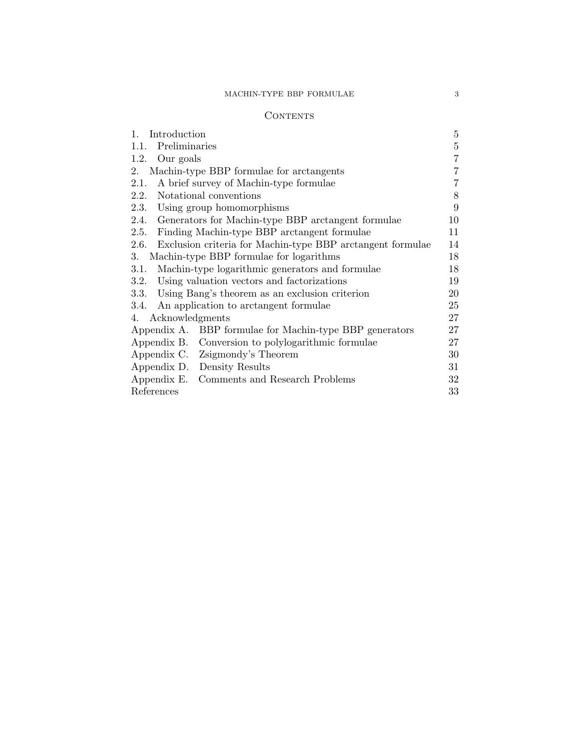## Contents

| | |
|---|---|
| 1. Introduction | 5 |
| 1.1. Preliminaries | 5 |
| 1.2. Our goals | 7 |
| 2. Machin-type BBP formulae for arctangents | 7 |
| 2.1. A brief survey of Machin-type formulae | 7 |
| 2.2. Notational conventions | 8 |
| 2.3. Using group homomorphisms | 9 |
| 2.4. Generators for Machin-type BBP arctangent formulae | 10 |
| 2.5. Finding Machin-type BBP arctangent formulae | 11 |
| 2.6. Exclusion criteria for Machin-type BBP arctangent formulae | 14 |
| 3. Machin-type BBP formulae for logarithms | 18 |
| 3.1. Machin-type logarithmic generators and formulae | 18 |
| 3.2. Using valuation vectors and factorizations | 19 |
| 3.3. Using Bang's theorem as an exclusion criterion | 20 |
| 3.4. An application to arctangent formulae | 25 |
| 4. Acknowledgments | 27 |
| Appendix A. BBP formulae for Machin-type BBP generators | 27 |
| Appendix B. Conversion to polylogarithmic formulae | 27 |
| Appendix C. Zsigmondy's Theorem | 30 |
| Appendix D. Density Results | 31 |
| Appendix E. Comments and Research Problems | 32 |
| References | 33 |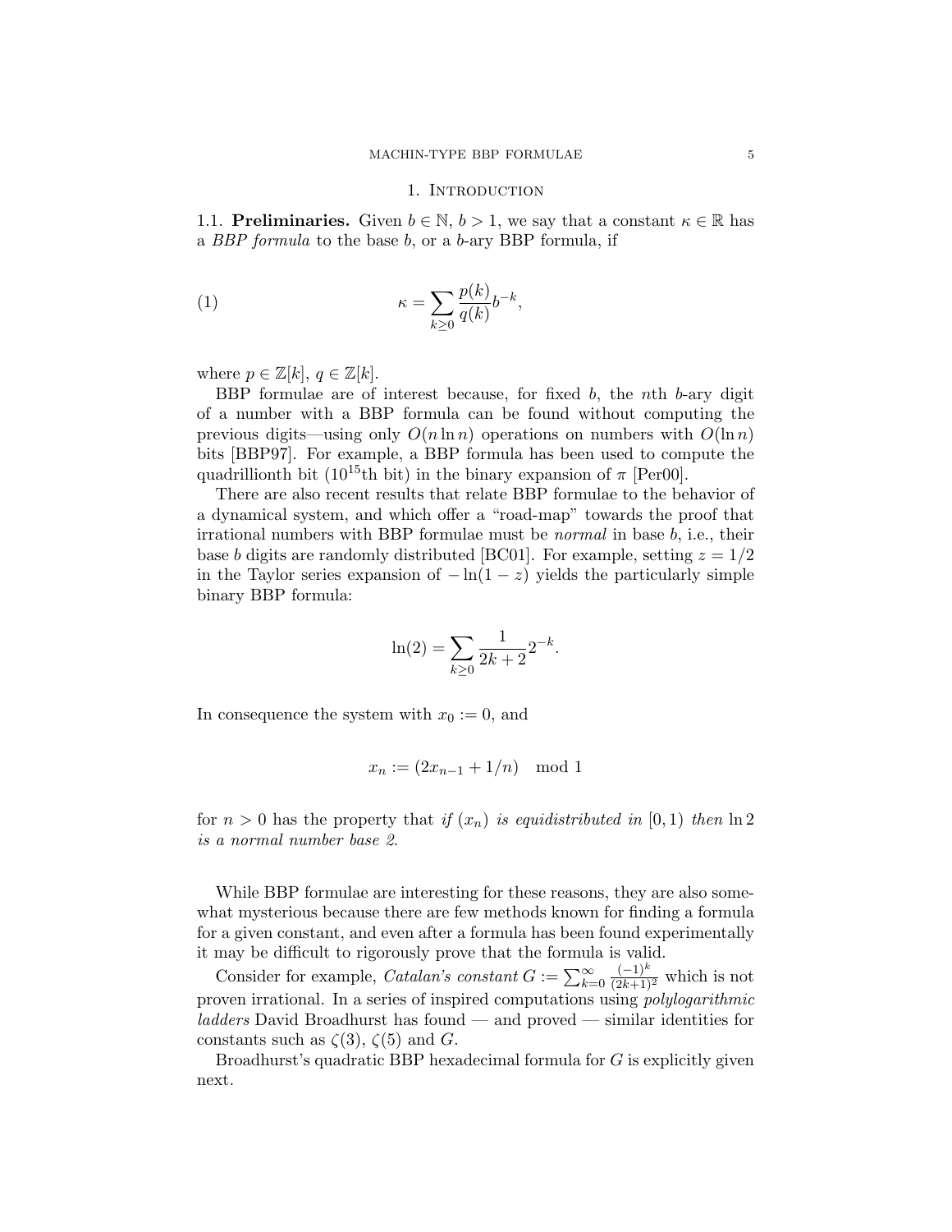# 1. Introduction

**1.1. Preliminaries.** Given $b \in \mathbb{N}$, $b > 1$, we say that a constant $\kappa \in \mathbb{R}$ has a *BBP formula* to the base $b$, or a $b$-ary BBP formula, if

$$\kappa = \sum_{k \geq 0} \frac{p(k)}{q(k)} b^{-k}, \tag{1}$$

where $p \in \mathbb{Z}[k]$, $q \in \mathbb{Z}[k]$.

BBP formulae are of interest because, for fixed $b$, the $n$th $b$-ary digit of a number with a BBP formula can be found without computing the previous digits—using only $O(n \ln n)$ operations on numbers with $O(\ln n)$ bits [BBP97]. For example, a BBP formula has been used to compute the quadrillionth bit ($10^{15}$th bit) in the binary expansion of $\pi$ [Per00].

There are also recent results that relate BBP formulae to the behavior of a dynamical system, and which offer a "road-map" towards the proof that irrational numbers with BBP formulae must be *normal* in base $b$, i.e., their base $b$ digits are randomly distributed [BC01]. For example, setting $z = 1/2$ in the Taylor series expansion of $-\ln(1 - z)$ yields the particularly simple binary BBP formula:

$$\ln(2) = \sum_{k \geq 0} \frac{1}{2k + 2} 2^{-k}.$$

In consequence the system with $x_0 := 0$, and

$$x_n := (2x_{n-1} + 1/n) \mod 1$$

for $n > 0$ has the property that *if $(x_n)$ is equidistributed in $[0, 1)$ then $\ln 2$ is a normal number base 2.*

While BBP formulae are interesting for these reasons, they are also somewhat mysterious because there are few methods known for finding a formula for a given constant, and even after a formula has been found experimentally it may be difficult to rigorously prove that the formula is valid.

Consider for example, *Catalan's constant* $G := \sum_{k=0}^{\infty} \frac{(-1)^k}{(2k+1)^2}$ which is not proven irrational. In a series of inspired computations using *polylogarithmic ladders* David Broadhurst has found — and proved — similar identities for constants such as $\zeta(3)$, $\zeta(5)$ and $G$.

Broadhurst's quadratic BBP hexadecimal formula for $G$ is explicitly given next.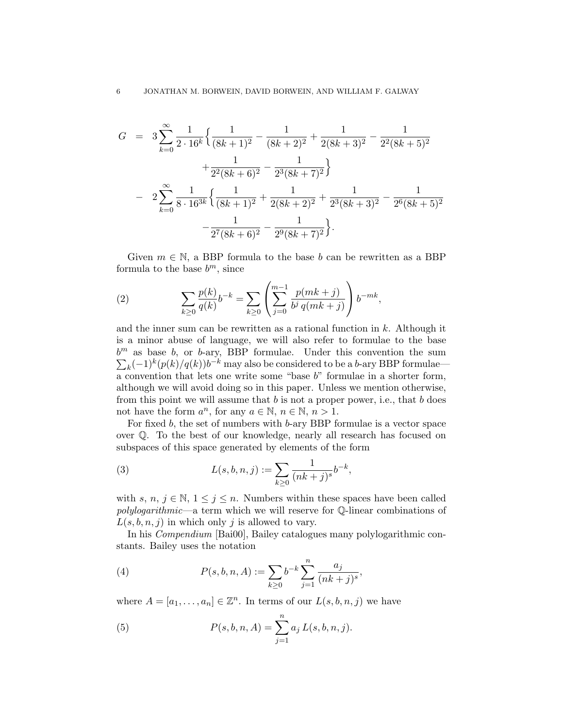$$
\begin{aligned}
G \;=\; & 3\sum_{k=0}^{\infty} \frac{1}{2\cdot 16^k}\Big\{\frac{1}{(8k+1)^2} - \frac{1}{(8k+2)^2} + \frac{1}{2(8k+3)^2} - \frac{1}{2^2(8k+5)^2} \\
& \qquad + \frac{1}{2^2(8k+6)^2} - \frac{1}{2^3(8k+7)^2}\Big\} \\
- \; & 2\sum_{k=0}^{\infty} \frac{1}{8\cdot 16^{3k}}\Big\{\frac{1}{(8k+1)^2} + \frac{1}{2(8k+2)^2} + \frac{1}{2^3(8k+3)^2} - \frac{1}{2^6(8k+5)^2} \\
& \qquad - \frac{1}{2^7(8k+6)^2} - \frac{1}{2^9(8k+7)^2}\Big\}.
\end{aligned}
$$

Given $m \in \mathbb{N}$, a BBP formula to the base $b$ can be rewritten as a BBP formula to the base $b^m$, since

$$
\sum_{k\geq 0} \frac{p(k)}{q(k)} b^{-k} = \sum_{k\geq 0} \left( \sum_{j=0}^{m-1} \frac{p(mk+j)}{b^j\, q(mk+j)} \right) b^{-mk}, \tag{2}
$$

and the inner sum can be rewritten as a rational function in $k$. Although it is a minor abuse of language, we will also refer to formulae to the base $b^m$ as base $b$, or $b$-ary, BBP formulae. Under this convention the sum $\sum_k (-1)^k (p(k)/q(k)) b^{-k}$ may also be considered to be a $b$-ary BBP formulae—a convention that lets one write some "base $b$" formulae in a shorter form, although we will avoid doing so in this paper. Unless we mention otherwise, from this point we will assume that $b$ is not a proper power, i.e., that $b$ does not have the form $a^n$, for any $a \in \mathbb{N}$, $n \in \mathbb{N}$, $n > 1$.

For fixed $b$, the set of numbers with $b$-ary BBP formulae is a vector space over $\mathbb{Q}$. To the best of our knowledge, nearly all research has focused on subspaces of this space generated by elements of the form

$$
L(s, b, n, j) := \sum_{k\geq 0} \frac{1}{(nk+j)^s} b^{-k}, \tag{3}
$$

with $s$, $n$, $j \in \mathbb{N}$, $1 \leq j \leq n$. Numbers within these spaces have been called *polylogarithmic*—a term which we will reserve for $\mathbb{Q}$-linear combinations of $L(s, b, n, j)$ in which only $j$ is allowed to vary.

In his *Compendium* [Bai00], Bailey catalogues many polylogarithmic constants. Bailey uses the notation

$$
P(s, b, n, A) := \sum_{k\geq 0} b^{-k} \sum_{j=1}^{n} \frac{a_j}{(nk+j)^s}, \tag{4}
$$

where $A = [a_1, \ldots, a_n] \in \mathbb{Z}^n$. In terms of our $L(s, b, n, j)$ we have

$$
P(s, b, n, A) = \sum_{j=1}^{n} a_j\, L(s, b, n, j). \tag{5}
$$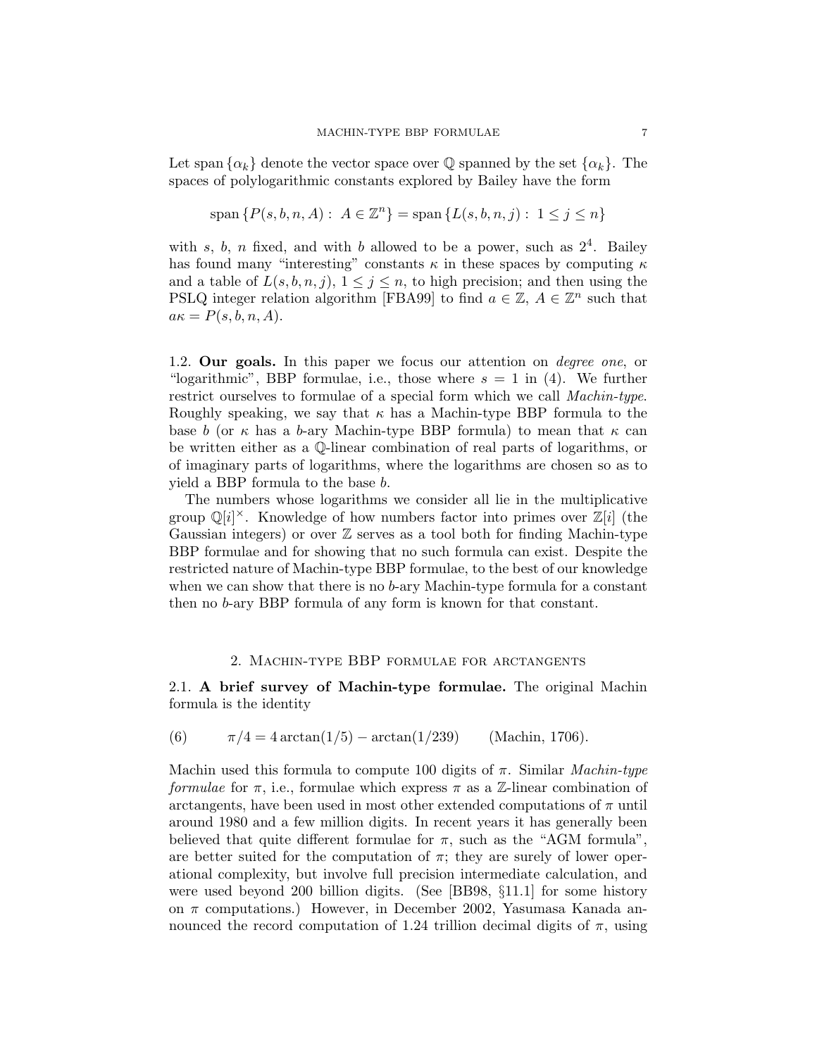Let span $\{\alpha_k\}$ denote the vector space over $\mathbb{Q}$ spanned by the set $\{\alpha_k\}$. The spaces of polylogarithmic constants explored by Bailey have the form

$$\text{span}\,\{P(s,b,n,A) : \; A \in \mathbb{Z}^n\} = \text{span}\,\{L(s,b,n,j) : \; 1 \le j \le n\}$$

with $s$, $b$, $n$ fixed, and with $b$ allowed to be a power, such as $2^4$. Bailey has found many "interesting" constants $\kappa$ in these spaces by computing $\kappa$ and a table of $L(s,b,n,j)$, $1 \le j \le n$, to high precision; and then using the PSLQ integer relation algorithm [FBA99] to find $a \in \mathbb{Z}$, $A \in \mathbb{Z}^n$ such that $a\kappa = P(s,b,n,A)$.

### 1.2. Our goals.

In this paper we focus our attention on *degree one*, or "logarithmic", BBP formulae, i.e., those where $s = 1$ in (4). We further restrict ourselves to formulae of a special form which we call *Machin-type*. Roughly speaking, we say that $\kappa$ has a Machin-type BBP formula to the base $b$ (or $\kappa$ has a $b$-ary Machin-type BBP formula) to mean that $\kappa$ can be written either as a $\mathbb{Q}$-linear combination of real parts of logarithms, or of imaginary parts of logarithms, where the logarithms are chosen so as to yield a BBP formula to the base $b$.

The numbers whose logarithms we consider all lie in the multiplicative group $\mathbb{Q}[i]^\times$. Knowledge of how numbers factor into primes over $\mathbb{Z}[i]$ (the Gaussian integers) or over $\mathbb{Z}$ serves as a tool both for finding Machin-type BBP formulae and for showing that no such formula can exist. Despite the restricted nature of Machin-type BBP formulae, to the best of our knowledge when we can show that there is no $b$-ary Machin-type formula for a constant then no $b$-ary BBP formula of any form is known for that constant.

## 2. Machin-type BBP formulae for arctangents

### 2.1. A brief survey of Machin-type formulae.

The original Machin formula is the identity

$$\pi/4 = 4\arctan(1/5) - \arctan(1/239) \qquad \text{(Machin, 1706).} \tag{6}$$

Machin used this formula to compute 100 digits of $\pi$. Similar *Machin-type formulae* for $\pi$, i.e., formulae which express $\pi$ as a $\mathbb{Z}$-linear combination of arctangents, have been used in most other extended computations of $\pi$ until around 1980 and a few million digits. In recent years it has generally been believed that quite different formulae for $\pi$, such as the "AGM formula", are better suited for the computation of $\pi$; they are surely of lower operational complexity, but involve full precision intermediate calculation, and were used beyond 200 billion digits. (See [BB98, §11.1] for some history on $\pi$ computations.) However, in December 2002, Yasumasa Kanada announced the record computation of 1.24 trillion decimal digits of $\pi$, using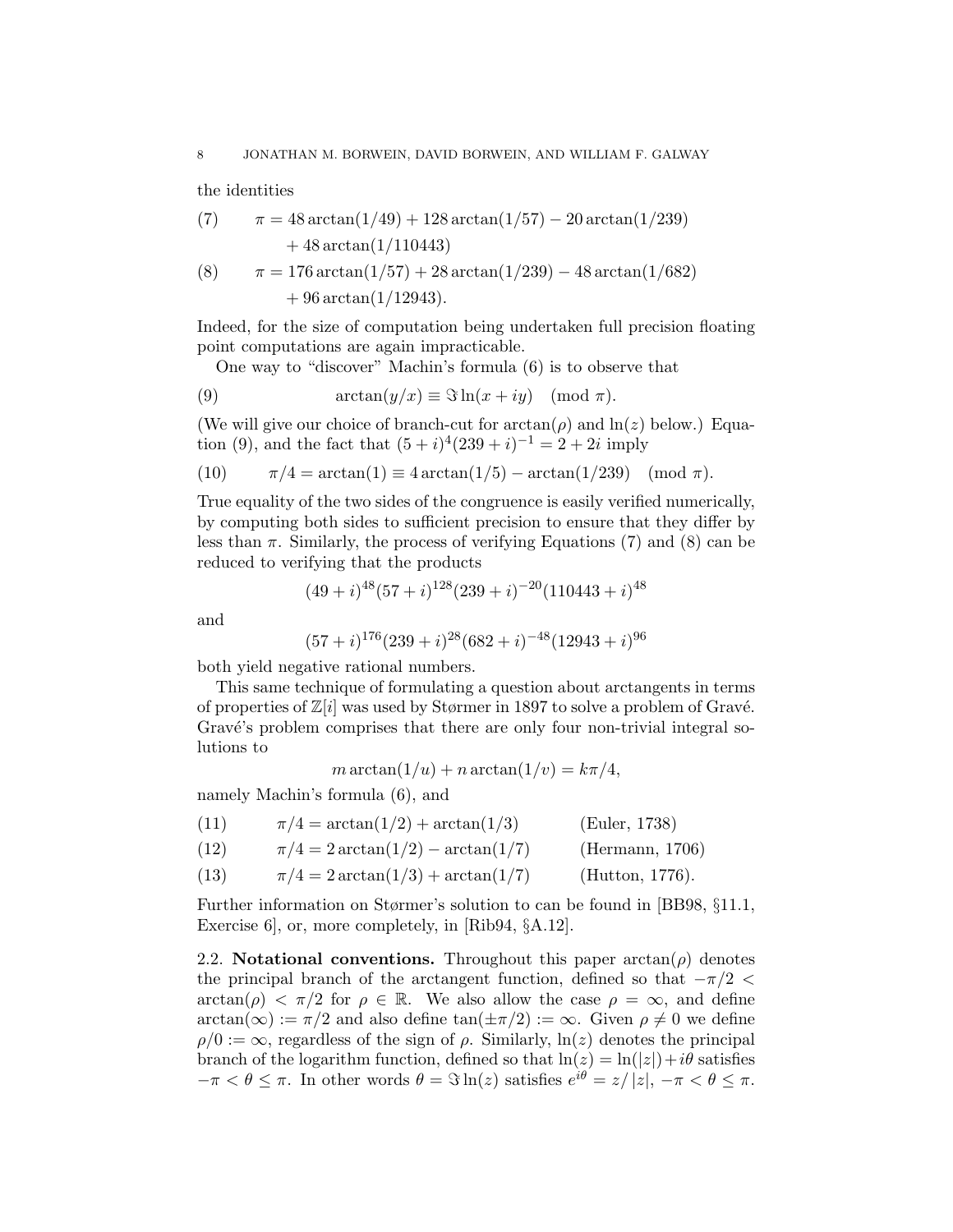the identities

$$\pi = 48\arctan(1/49) + 128\arctan(1/57) - 20\arctan(1/239) + 48\arctan(1/110443) \tag{7}$$

$$\pi = 176\arctan(1/57) + 28\arctan(1/239) - 48\arctan(1/682) + 96\arctan(1/12943). \tag{8}$$

Indeed, for the size of computation being undertaken full precision floating point computations are again impracticable.

One way to "discover" Machin's formula (6) is to observe that

$$\arctan(y/x) \equiv \Im \ln(x + iy) \pmod{\pi}. \tag{9}$$

(We will give our choice of branch-cut for $\arctan(\rho)$ and $\ln(z)$ below.) Equation (9), and the fact that $(5+i)^4(239+i)^{-1} = 2+2i$ imply

$$\pi/4 = \arctan(1) \equiv 4\arctan(1/5) - \arctan(1/239) \pmod{\pi}. \tag{10}$$

True equality of the two sides of the congruence is easily verified numerically, by computing both sides to sufficient precision to ensure that they differ by less than $\pi$. Similarly, the process of verifying Equations (7) and (8) can be reduced to verifying that the products

$$(49+i)^{48}(57+i)^{128}(239+i)^{-20}(110443+i)^{48}$$

and

$$(57+i)^{176}(239+i)^{28}(682+i)^{-48}(12943+i)^{96}$$

both yield negative rational numbers.

This same technique of formulating a question about arctangents in terms of properties of $\mathbb{Z}[i]$ was used by Størmer in 1897 to solve a problem of Gravé. Gravé's problem comprises that there are only four non-trivial integral solutions to

$$m\arctan(1/u) + n\arctan(1/v) = k\pi/4,$$

namely Machin's formula (6), and

$$\pi/4 = \arctan(1/2) + \arctan(1/3) \qquad \text{(Euler, 1738)} \tag{11}$$

$$\pi/4 = 2\arctan(1/2) - \arctan(1/7) \qquad \text{(Hermann, 1706)} \tag{12}$$

$$\pi/4 = 2\arctan(1/3) + \arctan(1/7) \qquad \text{(Hutton, 1776).} \tag{13}$$

Further information on Størmer's solution to can be found in [BB98, §11.1, Exercise 6], or, more completely, in [Rib94, §A.12].

2.2. **Notational conventions.** Throughout this paper $\arctan(\rho)$ denotes the principal branch of the arctangent function, defined so that $-\pi/2 < \arctan(\rho) < \pi/2$ for $\rho \in \mathbb{R}$. We also allow the case $\rho = \infty$, and define $\arctan(\infty) := \pi/2$ and also define $\tan(\pm\pi/2) := \infty$. Given $\rho \neq 0$ we define $\rho/0 := \infty$, regardless of the sign of $\rho$. Similarly, $\ln(z)$ denotes the principal branch of the logarithm function, defined so that $\ln(z) = \ln(|z|) + i\theta$ satisfies $-\pi < \theta \leq \pi$. In other words $\theta = \Im \ln(z)$ satisfies $e^{i\theta} = z/|z|$, $-\pi < \theta \leq \pi$.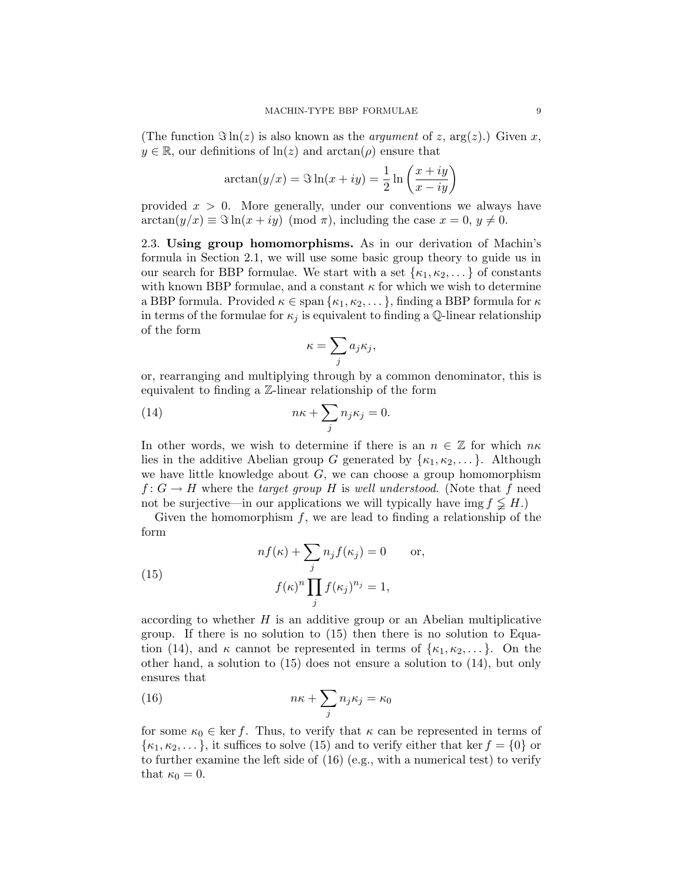(The function $\Im \ln(z)$ is also known as the *argument* of $z$, $\arg(z)$.) Given $x$, $y \in \mathbb{R}$, our definitions of $\ln(z)$ and $\arctan(\rho)$ ensure that

$$\arctan(y/x) = \Im \ln(x + iy) = \frac{1}{2} \ln \left( \frac{x + iy}{x - iy} \right)$$

provided $x > 0$. More generally, under our conventions we always have $\arctan(y/x) \equiv \Im \ln(x + iy) \pmod{\pi}$, including the case $x = 0$, $y \neq 0$.

2.3. **Using group homomorphisms.** As in our derivation of Machin's formula in Section 2.1, we will use some basic group theory to guide us in our search for BBP formulae. We start with a set $\{\kappa_1, \kappa_2, \dots\}$ of constants with known BBP formulae, and a constant $\kappa$ for which we wish to determine a BBP formula. Provided $\kappa \in \operatorname{span}\{\kappa_1, \kappa_2, \dots\}$, finding a BBP formula for $\kappa$ in terms of the formulae for $\kappa_j$ is equivalent to finding a $\mathbb{Q}$-linear relationship of the form

$$\kappa = \sum_j a_j \kappa_j,$$

or, rearranging and multiplying through by a common denominator, this is equivalent to finding a $\mathbb{Z}$-linear relationship of the form

$$n\kappa + \sum_j n_j \kappa_j = 0. \tag{14}$$

In other words, we wish to determine if there is an $n \in \mathbb{Z}$ for which $n\kappa$ lies in the additive Abelian group $G$ generated by $\{\kappa_1, \kappa_2, \dots\}$. Although we have little knowledge about $G$, we can choose a group homomorphism $f \colon G \to H$ where the *target group* $H$ is *well understood*. (Note that $f$ need not be surjective—in our applications we will typically have $\operatorname{img} f \subsetneq H$.)

Given the homomorphism $f$, we are lead to finding a relationship of the form

$$nf(\kappa) + \sum_j n_j f(\kappa_j) = 0 \qquad \text{or,}$$
$$f(\kappa)^n \prod_j f(\kappa_j)^{n_j} = 1, \tag{15}$$

according to whether $H$ is an additive group or an Abelian multiplicative group. If there is no solution to (15) then there is no solution to Equation (14), and $\kappa$ cannot be represented in terms of $\{\kappa_1, \kappa_2, \dots\}$. On the other hand, a solution to (15) does not ensure a solution to (14), but only ensures that

$$n\kappa + \sum_j n_j \kappa_j = \kappa_0 \tag{16}$$

for some $\kappa_0 \in \ker f$. Thus, to verify that $\kappa$ can be represented in terms of $\{\kappa_1, \kappa_2, \dots\}$, it suffices to solve (15) and to verify either that $\ker f = \{0\}$ or to further examine the left side of (16) (e.g., with a numerical test) to verify that $\kappa_0 = 0$.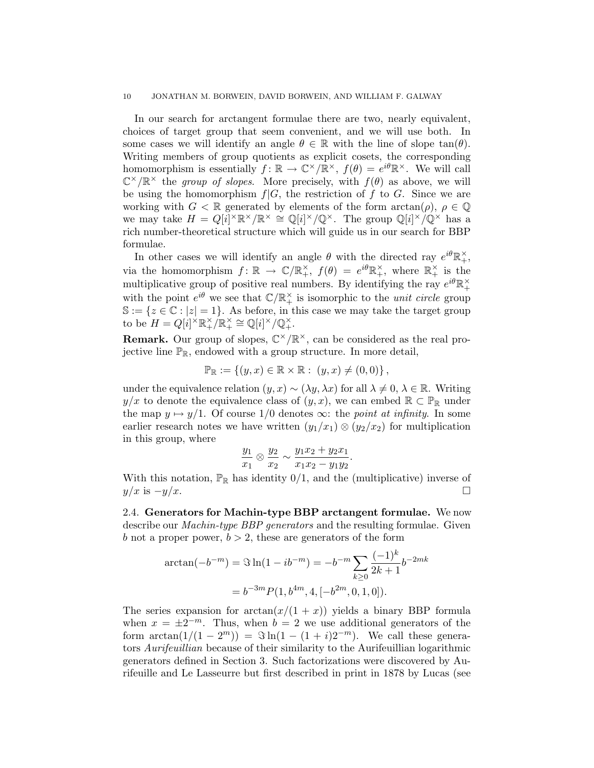In our search for arctangent formulae there are two, nearly equivalent, choices of target group that seem convenient, and we will use both. In some cases we will identify an angle $\theta \in \mathbb{R}$ with the line of slope $\tan(\theta)$. Writing members of group quotients as explicit cosets, the corresponding homomorphism is essentially $f\colon \mathbb{R} \to \mathbb{C}^\times/\mathbb{R}^\times$, $f(\theta) = e^{i\theta}\mathbb{R}^\times$. We will call $\mathbb{C}^\times/\mathbb{R}^\times$ the *group of slopes*. More precisely, with $f(\theta)$ as above, we will be using the homomorphism $f|G$, the restriction of $f$ to $G$. Since we are working with $G < \mathbb{R}$ generated by elements of the form $\arctan(\rho)$, $\rho \in \mathbb{Q}$ we may take $H = Q[i]^\times\mathbb{R}^\times/\mathbb{R}^\times \cong \mathbb{Q}[i]^\times/\mathbb{Q}^\times$. The group $\mathbb{Q}[i]^\times/\mathbb{Q}^\times$ has a rich number-theoretical structure which will guide us in our search for BBP formulae.

In other cases we will identify an angle $\theta$ with the directed ray $e^{i\theta}\mathbb{R}_+^\times$, via the homomorphism $f\colon \mathbb{R} \to \mathbb{C}/\mathbb{R}_+^\times$, $f(\theta) = e^{i\theta}\mathbb{R}_+^\times$, where $\mathbb{R}_+^\times$ is the multiplicative group of positive real numbers. By identifying the ray $e^{i\theta}\mathbb{R}_+^\times$ with the point $e^{i\theta}$ we see that $\mathbb{C}/\mathbb{R}_+^\times$ is isomorphic to the *unit circle* group $\mathbb{S} := \{z \in \mathbb{C} : |z| = 1\}$. As before, in this case we may take the target group to be $H = Q[i]^\times\mathbb{R}_+^\times/\mathbb{R}_+^\times \cong \mathbb{Q}[i]^\times/\mathbb{Q}_+^\times$.

**Remark.** Our group of slopes, $\mathbb{C}^\times/\mathbb{R}^\times$, can be considered as the real projective line $\mathbb{P}_\mathbb{R}$, endowed with a group structure. In more detail,

$$\mathbb{P}_\mathbb{R} := \{(y,x) \in \mathbb{R} \times \mathbb{R} :\ (y,x) \neq (0,0)\},$$

under the equivalence relation $(y,x) \sim (\lambda y, \lambda x)$ for all $\lambda \neq 0$, $\lambda \in \mathbb{R}$. Writing $y/x$ to denote the equivalence class of $(y,x)$, we can embed $\mathbb{R} \subset \mathbb{P}_\mathbb{R}$ under the map $y \mapsto y/1$. Of course $1/0$ denotes $\infty$: the *point at infinity*. In some earlier research notes we have written $(y_1/x_1) \otimes (y_2/x_2)$ for multiplication in this group, where

$$\frac{y_1}{x_1} \otimes \frac{y_2}{x_2} \sim \frac{y_1x_2 + y_2x_1}{x_1x_2 - y_1y_2}.$$

With this notation, $\mathbb{P}_\mathbb{R}$ has identity $0/1$, and the (multiplicative) inverse of $y/x$ is $-y/x$. $\square$

### 2.4. Generators for Machin-type BBP arctangent formulae.

We now describe our *Machin-type BBP generators* and the resulting formulae. Given $b$ not a proper power, $b > 2$, these are generators of the form

$$\begin{aligned}
\arctan(-b^{-m}) = \Im \ln(1 - ib^{-m}) &= -b^{-m}\sum_{k\geq 0}\frac{(-1)^k}{2k+1}b^{-2mk} \\
&= b^{-3m}P(1, b^{4m}, 4, [-b^{2m}, 0, 1, 0]).
\end{aligned}$$

The series expansion for $\arctan(x/(1+x))$ yields a binary BBP formula when $x = \pm 2^{-m}$. Thus, when $b = 2$ we use additional generators of the form $\arctan(1/(1-2^m)) = \Im \ln(1 - (1+i)2^{-m})$. We call these generators *Aurifeuillian* because of their similarity to the Aurifeuillian logarithmic generators defined in Section 3. Such factorizations were discovered by Aurifeuille and Le Lasseurre but first described in print in 1878 by Lucas (see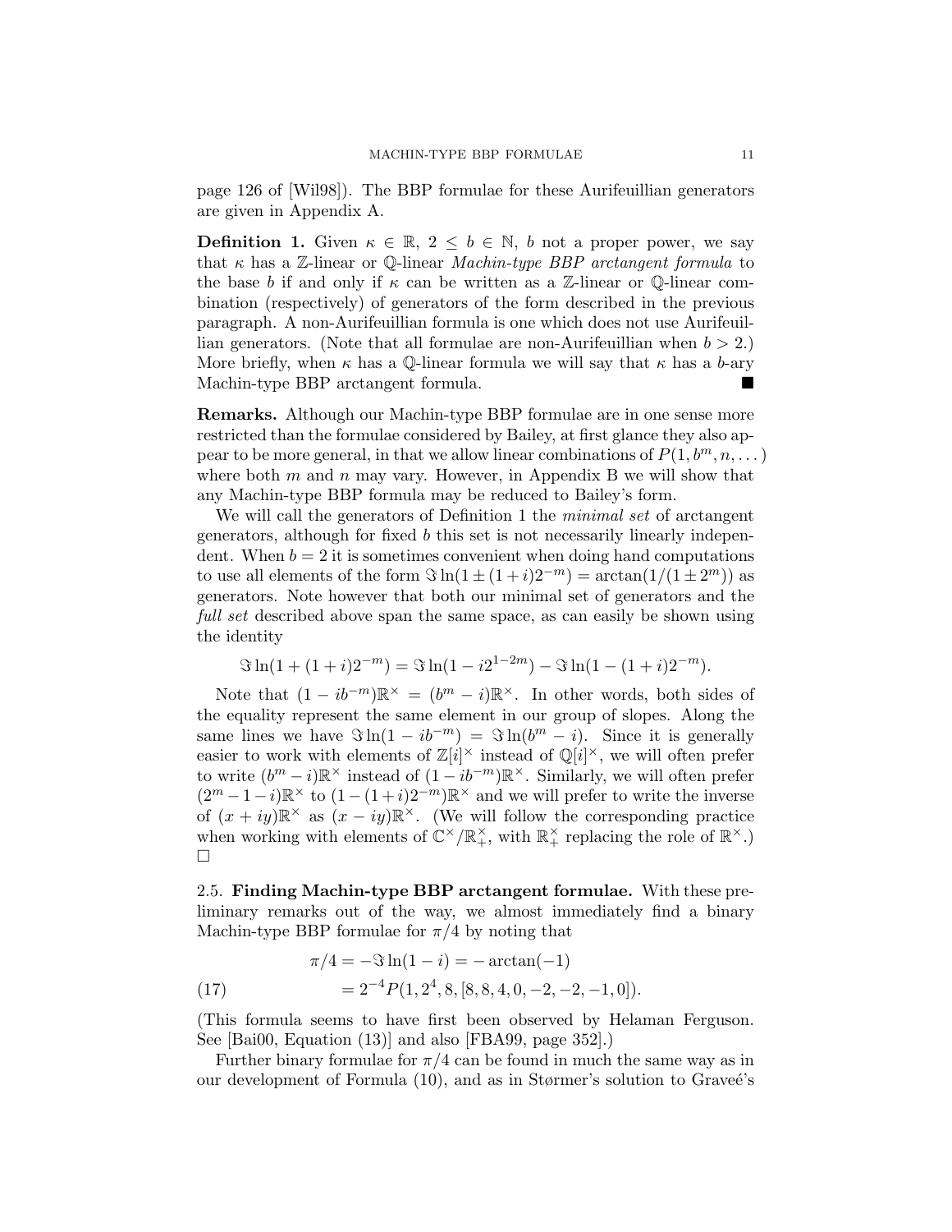page 126 of [Wil98]). The BBP formulae for these Aurifeuillian generators are given in Appendix A.

**Definition 1.** Given $\kappa \in \mathbb{R}$, $2 \le b \in \mathbb{N}$, $b$ not a proper power, we say that $\kappa$ has a $\mathbb{Z}$-linear or $\mathbb{Q}$-linear *Machin-type BBP arctangent formula* to the base $b$ if and only if $\kappa$ can be written as a $\mathbb{Z}$-linear or $\mathbb{Q}$-linear combination (respectively) of generators of the form described in the previous paragraph. A non-Aurifeuillian formula is one which does not use Aurifeuillian generators. (Note that all formulae are non-Aurifeuillian when $b > 2$.) More briefly, when $\kappa$ has a $\mathbb{Q}$-linear formula we will say that $\kappa$ has a $b$-ary Machin-type BBP arctangent formula. ■

**Remarks.** Although our Machin-type BBP formulae are in one sense more restricted than the formulae considered by Bailey, at first glance they also appear to be more general, in that we allow linear combinations of $P(1, b^m, n, \dots)$ where both $m$ and $n$ may vary. However, in Appendix B we will show that any Machin-type BBP formula may be reduced to Bailey's form.

We will call the generators of Definition 1 the *minimal set* of arctangent generators, although for fixed $b$ this set is not necessarily linearly independent. When $b = 2$ it is sometimes convenient when doing hand computations to use all elements of the form $\Im \ln(1 \pm (1+i)2^{-m}) = \arctan(1/(1 \pm 2^m))$ as generators. Note however that both our minimal set of generators and the *full set* described above span the same space, as can easily be shown using the identity

$$\Im \ln(1 + (1+i)2^{-m}) = \Im \ln(1 - i2^{1-2m}) - \Im \ln(1 - (1+i)2^{-m}).$$

Note that $(1 - ib^{-m})\mathbb{R}^\times = (b^m - i)\mathbb{R}^\times$. In other words, both sides of the equality represent the same element in our group of slopes. Along the same lines we have $\Im \ln(1 - ib^{-m}) = \Im \ln(b^m - i)$. Since it is generally easier to work with elements of $\mathbb{Z}[i]^\times$ instead of $\mathbb{Q}[i]^\times$, we will often prefer to write $(b^m - i)\mathbb{R}^\times$ instead of $(1 - ib^{-m})\mathbb{R}^\times$. Similarly, we will often prefer $(2^m - 1 - i)\mathbb{R}^\times$ to $(1 - (1+i)2^{-m})\mathbb{R}^\times$ and we will prefer to write the inverse of $(x + iy)\mathbb{R}^\times$ as $(x - iy)\mathbb{R}^\times$. (We will follow the corresponding practice when working with elements of $\mathbb{C}^\times/\mathbb{R}_+^\times$, with $\mathbb{R}_+^\times$ replacing the role of $\mathbb{R}^\times$.) □

2.5. **Finding Machin-type BBP arctangent formulae.** With these preliminary remarks out of the way, we almost immediately find a binary Machin-type BBP formulae for $\pi/4$ by noting that

$$\begin{aligned} \pi/4 &= -\Im \ln(1 - i) = -\arctan(-1) \\ &= 2^{-4} P(1, 2^4, 8, [8, 8, 4, 0, -2, -2, -1, 0]). \end{aligned} \tag{17}$$

(This formula seems to have first been observed by Helaman Ferguson. See [Bai00, Equation (13)] and also [FBA99, page 352].)

Further binary formulae for $\pi/4$ can be found in much the same way as in our development of Formula (10), and as in Størmer's solution to Graveé's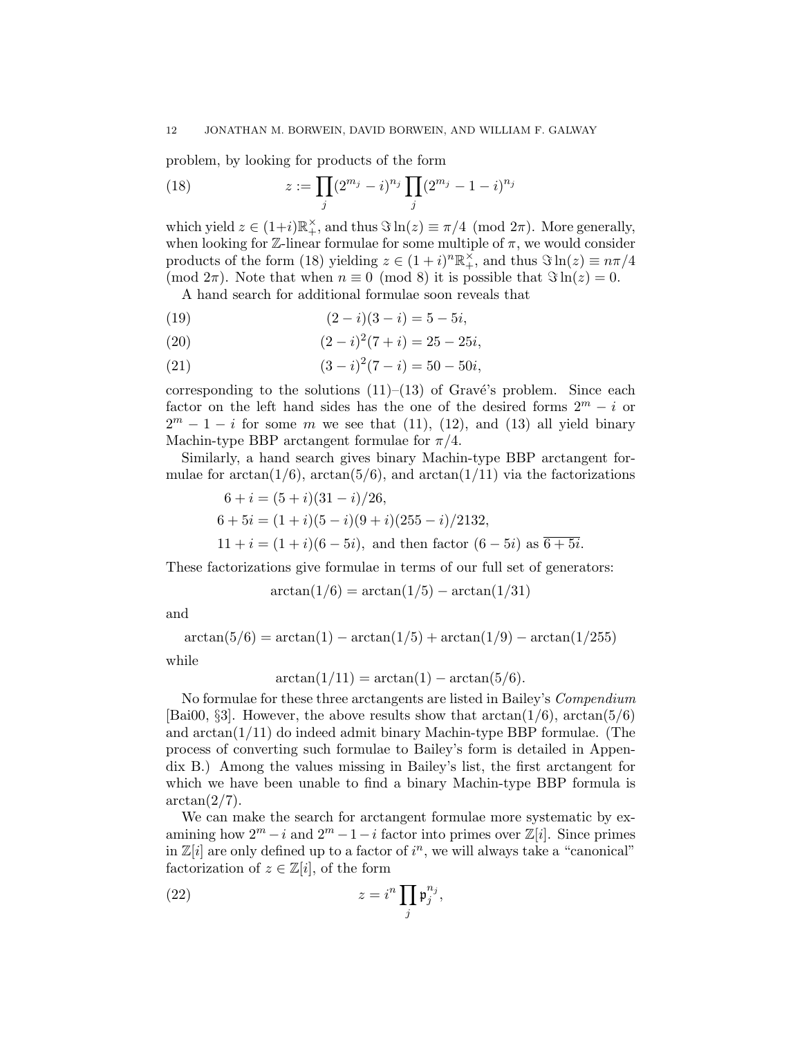problem, by looking for products of the form

$$z := \prod_j (2^{m_j} - i)^{n_j} \prod_j (2^{m_j} - 1 - i)^{n_j} \tag{18}$$

which yield $z \in (1+i)\mathbb{R}_+^\times$, and thus $\Im \ln(z) \equiv \pi/4 \pmod{2\pi}$. More generally, when looking for $\mathbb{Z}$-linear formulae for some multiple of $\pi$, we would consider products of the form (18) yielding $z \in (1+i)^n \mathbb{R}_+^\times$, and thus $\Im \ln(z) \equiv n\pi/4 \pmod{2\pi}$. Note that when $n \equiv 0 \pmod 8$ it is possible that $\Im \ln(z) = 0$.

A hand search for additional formulae soon reveals that

$$(2-i)(3-i) = 5 - 5i, \tag{19}$$

$$(2-i)^2(7+i) = 25 - 25i, \tag{20}$$

$$(3-i)^2(7-i) = 50 - 50i, \tag{21}$$

corresponding to the solutions (11)–(13) of Gravé's problem. Since each factor on the left hand sides has the one of the desired forms $2^m - i$ or $2^m - 1 - i$ for some $m$ we see that (11), (12), and (13) all yield binary Machin-type BBP arctangent formulae for $\pi/4$.

Similarly, a hand search gives binary Machin-type BBP arctangent formulae for $\arctan(1/6)$, $\arctan(5/6)$, and $\arctan(1/11)$ via the factorizations

$$\begin{aligned}
6 + i &= (5+i)(31-i)/26, \\
6 + 5i &= (1+i)(5-i)(9+i)(255-i)/2132, \\
11 + i &= (1+i)(6-5i), \text{ and then factor } (6-5i) \text{ as } \overline{6+5i}.
\end{aligned}$$

These factorizations give formulae in terms of our full set of generators:

$$\arctan(1/6) = \arctan(1/5) - \arctan(1/31)$$

and

$$\arctan(5/6) = \arctan(1) - \arctan(1/5) + \arctan(1/9) - \arctan(1/255)$$

while

$$\arctan(1/11) = \arctan(1) - \arctan(5/6).$$

No formulae for these three arctangents are listed in Bailey's *Compendium* [Bai00, §3]. However, the above results show that $\arctan(1/6)$, $\arctan(5/6)$ and $\arctan(1/11)$ do indeed admit binary Machin-type BBP formulae. (The process of converting such formulae to Bailey's form is detailed in Appendix B.) Among the values missing in Bailey's list, the first arctangent for which we have been unable to find a binary Machin-type BBP formula is $\arctan(2/7)$.

We can make the search for arctangent formulae more systematic by examining how $2^m - i$ and $2^m - 1 - i$ factor into primes over $\mathbb{Z}[i]$. Since primes in $\mathbb{Z}[i]$ are only defined up to a factor of $i^n$, we will always take a "canonical" factorization of $z \in \mathbb{Z}[i]$, of the form

$$z = i^n \prod_j \mathfrak{p}_j^{n_j}, \tag{22}$$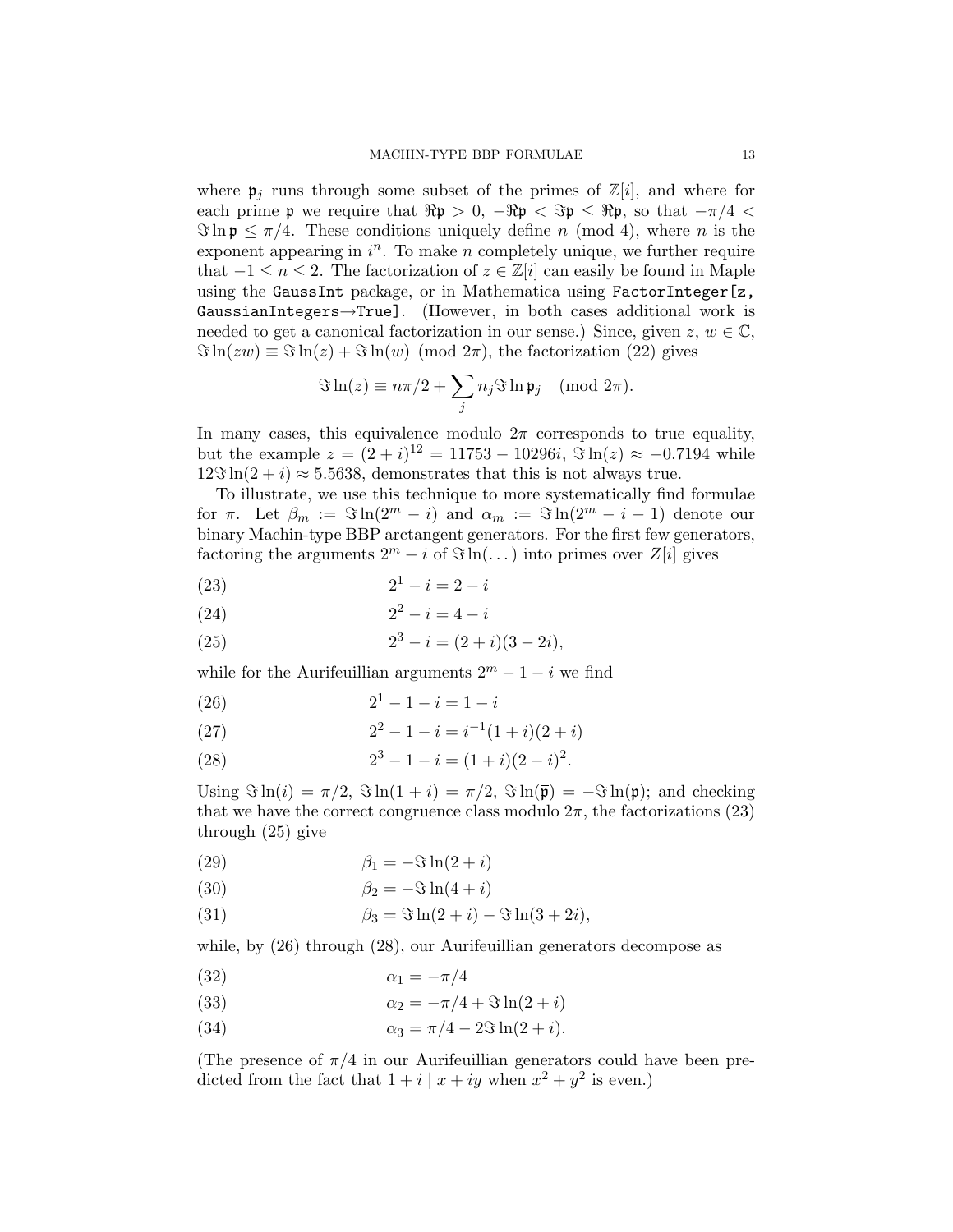where $\mathfrak{p}_j$ runs through some subset of the primes of $\mathbb{Z}[i]$, and where for each prime $\mathfrak{p}$ we require that $\Re\mathfrak{p} > 0$, $-\Re\mathfrak{p} < \Im\mathfrak{p} \leq \Re\mathfrak{p}$, so that $-\pi/4 < \Im\ln\mathfrak{p} \leq \pi/4$. These conditions uniquely define $n \pmod 4$, where $n$ is the exponent appearing in $i^n$. To make $n$ completely unique, we further require that $-1 \leq n \leq 2$. The factorization of $z \in \mathbb{Z}[i]$ can easily be found in Maple using the `GaussInt` package, or in Mathematica using `FactorInteger[z, GaussianIntegers→True]`. (However, in both cases additional work is needed to get a canonical factorization in our sense.) Since, given $z, w \in \mathbb{C}$, $\Im\ln(zw) \equiv \Im\ln(z) + \Im\ln(w) \pmod{2\pi}$, the factorization (22) gives

$$\Im\ln(z) \equiv n\pi/2 + \sum_j n_j \Im\ln\mathfrak{p}_j \pmod{2\pi}.$$

In many cases, this equivalence modulo $2\pi$ corresponds to true equality, but the example $z = (2+i)^{12} = 11753 - 10296i$, $\Im\ln(z) \approx -0.7194$ while $12\Im\ln(2+i) \approx 5.5638$, demonstrates that this is not always true.

To illustrate, we use this technique to more systematically find formulae for $\pi$. Let $\beta_m := \Im\ln(2^m - i)$ and $\alpha_m := \Im\ln(2^m - i - 1)$ denote our binary Machin-type BBP arctangent generators. For the first few generators, factoring the arguments $2^m - i$ of $\Im\ln(\dots)$ into primes over $Z[i]$ gives

$$2^1 - i = 2 - i \tag{23}$$

$$2^2 - i = 4 - i \tag{24}$$

$$2^3 - i = (2+i)(3-2i), \tag{25}$$

while for the Aurifeuillian arguments $2^m - 1 - i$ we find

$$2^1 - 1 - i = 1 - i \tag{26}$$

$$2^2 - 1 - i = i^{-1}(1+i)(2+i) \tag{27}$$

$$2^3 - 1 - i = (1+i)(2-i)^2. \tag{28}$$

Using $\Im\ln(i) = \pi/2$, $\Im\ln(1+i) = \pi/2$, $\Im\ln(\overline{\mathfrak{p}}) = -\Im\ln(\mathfrak{p})$; and checking that we have the correct congruence class modulo $2\pi$, the factorizations (23) through (25) give

$$\beta_1 = -\Im\ln(2+i) \tag{29}$$

$$\beta_2 = -\Im\ln(4+i) \tag{30}$$

$$\beta_3 = \Im\ln(2+i) - \Im\ln(3+2i), \tag{31}$$

while, by (26) through (28), our Aurifeuillian generators decompose as

$$\alpha_1 = -\pi/4 \tag{32}$$

$$\alpha_2 = -\pi/4 + \Im\ln(2+i) \tag{33}$$

$$\alpha_3 = \pi/4 - 2\Im\ln(2+i). \tag{34}$$

(The presence of $\pi/4$ in our Aurifeuillian generators could have been predicted from the fact that $1 + i \mid x + iy$ when $x^2 + y^2$ is even.)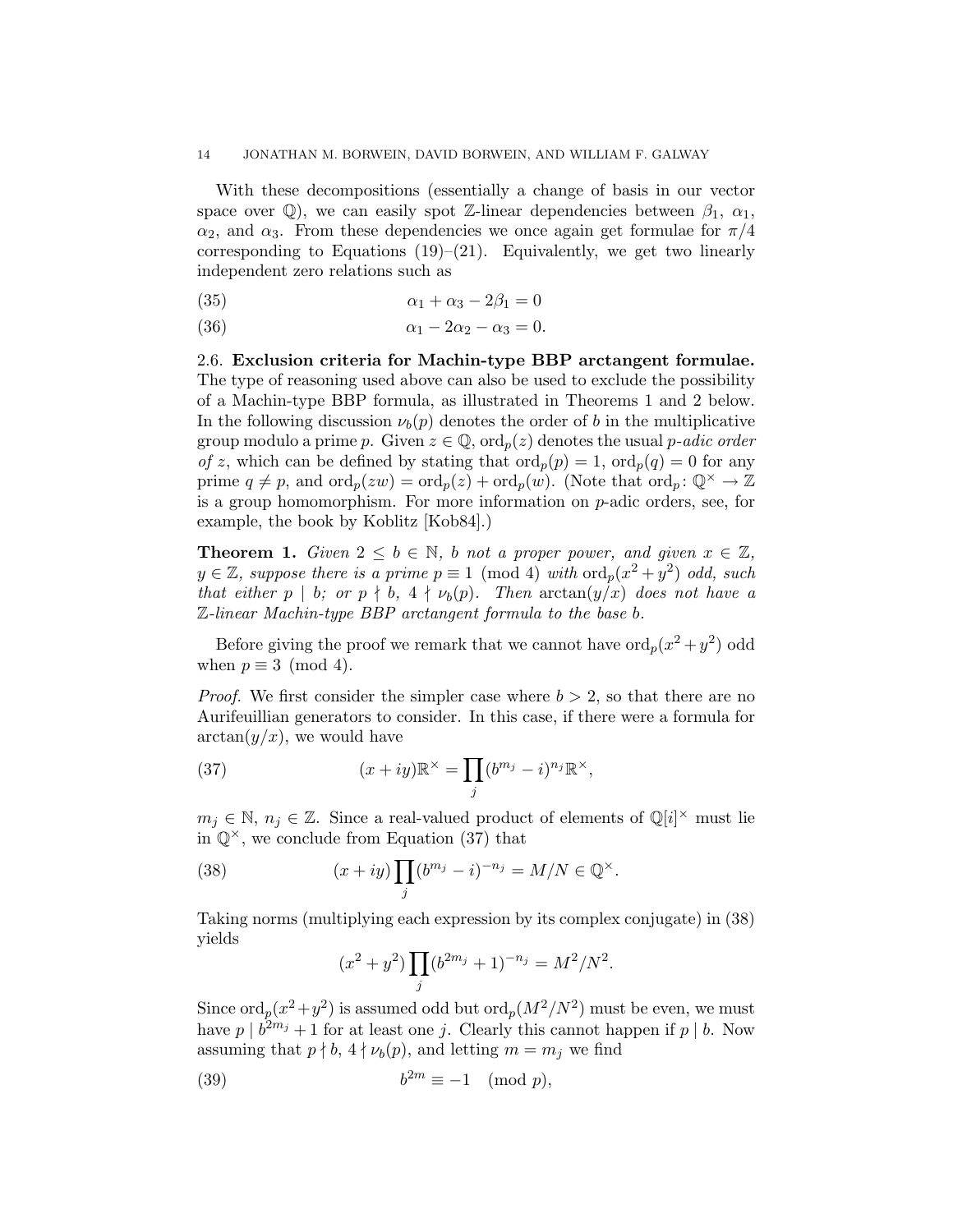With these decompositions (essentially a change of basis in our vector space over $\mathbb{Q}$), we can easily spot $\mathbb{Z}$-linear dependencies between $\beta_1$, $\alpha_1$, $\alpha_2$, and $\alpha_3$. From these dependencies we once again get formulae for $\pi/4$ corresponding to Equations (19)–(21). Equivalently, we get two linearly independent zero relations such as

$$\alpha_1 + \alpha_3 - 2\beta_1 = 0 \tag{35}$$

$$\alpha_1 - 2\alpha_2 - \alpha_3 = 0. \tag{36}$$

2.6. **Exclusion criteria for Machin-type BBP arctangent formulae.** The type of reasoning used above can also be used to exclude the possibility of a Machin-type BBP formula, as illustrated in Theorems 1 and 2 below. In the following discussion $\nu_b(p)$ denotes the order of $b$ in the multiplicative group modulo a prime $p$. Given $z \in \mathbb{Q}$, $\mathrm{ord}_p(z)$ denotes the usual *p-adic order of z*, which can be defined by stating that $\mathrm{ord}_p(p) = 1$, $\mathrm{ord}_p(q) = 0$ for any prime $q \neq p$, and $\mathrm{ord}_p(zw) = \mathrm{ord}_p(z) + \mathrm{ord}_p(w)$. (Note that $\mathrm{ord}_p \colon \mathbb{Q}^\times \to \mathbb{Z}$ is a group homomorphism. For more information on $p$-adic orders, see, for example, the book by Koblitz [Kob84].)

**Theorem 1.** *Given $2 \leq b \in \mathbb{N}$, $b$ not a proper power, and given $x \in \mathbb{Z}$, $y \in \mathbb{Z}$, suppose there is a prime $p \equiv 1 \pmod 4$ with $\mathrm{ord}_p(x^2 + y^2)$ odd, such that either $p \mid b$; or $p \nmid b$, $4 \nmid \nu_b(p)$. Then $\arctan(y/x)$ does not have a $\mathbb{Z}$-linear Machin-type BBP arctangent formula to the base $b$.*

Before giving the proof we remark that we cannot have $\mathrm{ord}_p(x^2 + y^2)$ odd when $p \equiv 3 \pmod 4$.

*Proof.* We first consider the simpler case where $b > 2$, so that there are no Aurifeuillian generators to consider. In this case, if there were a formula for $\arctan(y/x)$, we would have

$$(x + iy)\mathbb{R}^\times = \prod_j (b^{m_j} - i)^{n_j} \mathbb{R}^\times, \tag{37}$$

$m_j \in \mathbb{N}$, $n_j \in \mathbb{Z}$. Since a real-valued product of elements of $\mathbb{Q}[i]^\times$ must lie in $\mathbb{Q}^\times$, we conclude from Equation (37) that

$$(x + iy) \prod_j (b^{m_j} - i)^{-n_j} = M/N \in \mathbb{Q}^\times. \tag{38}$$

Taking norms (multiplying each expression by its complex conjugate) in (38) yields

$$(x^2 + y^2) \prod_j (b^{2m_j} + 1)^{-n_j} = M^2/N^2.$$

Since $\mathrm{ord}_p(x^2+y^2)$ is assumed odd but $\mathrm{ord}_p(M^2/N^2)$ must be even, we must have $p \mid b^{2m_j} + 1$ for at least one $j$. Clearly this cannot happen if $p \mid b$. Now assuming that $p \nmid b$, $4 \nmid \nu_b(p)$, and letting $m = m_j$ we find

$$b^{2m} \equiv -1 \pmod p, \tag{39}$$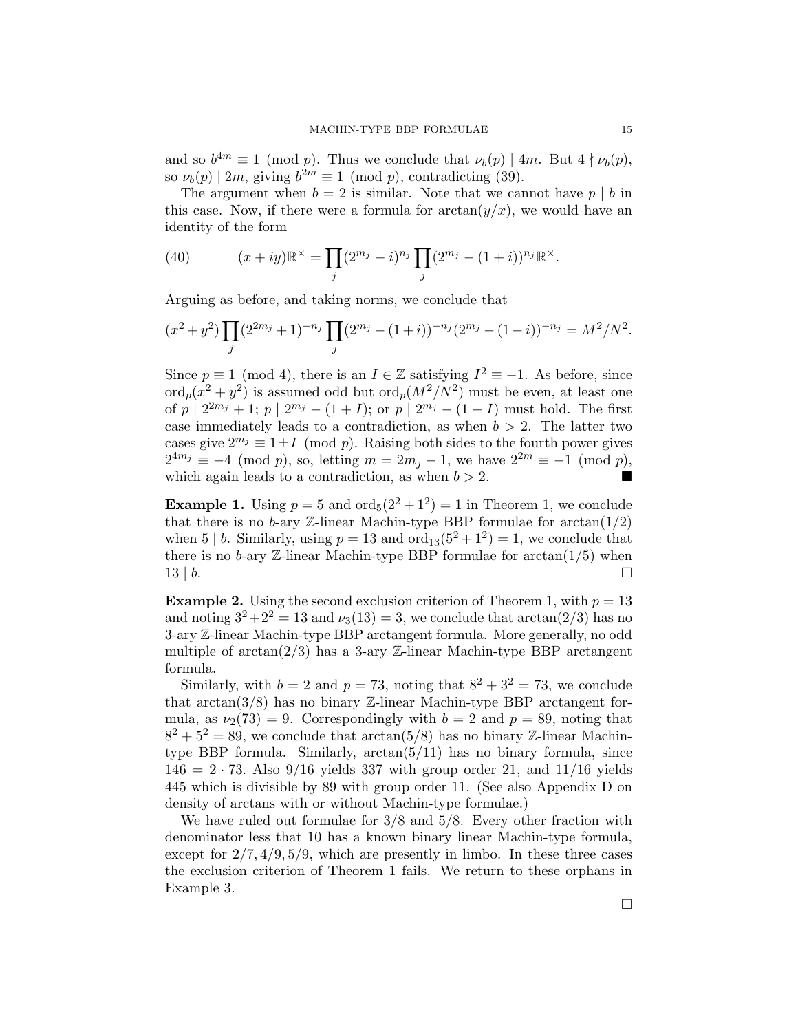and so $b^{4m} \equiv 1 \pmod{p}$. Thus we conclude that $\nu_b(p) \mid 4m$. But $4 \nmid \nu_b(p)$, so $\nu_b(p) \mid 2m$, giving $b^{2m} \equiv 1 \pmod{p}$, contradicting (39).

The argument when $b = 2$ is similar. Note that we cannot have $p \mid b$ in this case. Now, if there were a formula for $\arctan(y/x)$, we would have an identity of the form

$$(x + iy)\mathbb{R}^\times = \prod_j (2^{m_j} - i)^{n_j} \prod_j (2^{m_j} - (1+i))^{n_j} \mathbb{R}^\times. \tag{40}$$

Arguing as before, and taking norms, we conclude that

$$(x^2 + y^2) \prod_j (2^{2m_j} + 1)^{-n_j} \prod_j (2^{m_j} - (1+i))^{-n_j} (2^{m_j} - (1-i))^{-n_j} = M^2/N^2.$$

Since $p \equiv 1 \pmod{4}$, there is an $I \in \mathbb{Z}$ satisfying $I^2 \equiv -1$. As before, since $\operatorname{ord}_p(x^2 + y^2)$ is assumed odd but $\operatorname{ord}_p(M^2/N^2)$ must be even, at least one of $p \mid 2^{2m_j} + 1$; $p \mid 2^{m_j} - (1 + I)$; or $p \mid 2^{m_j} - (1 - I)$ must hold. The first case immediately leads to a contradiction, as when $b > 2$. The latter two cases give $2^{m_j} \equiv 1 \pm I \pmod{p}$. Raising both sides to the fourth power gives $2^{4m_j} \equiv -4 \pmod{p}$, so, letting $m = 2m_j - 1$, we have $2^{2m} \equiv -1 \pmod{p}$, which again leads to a contradiction, as when $b > 2$. ∎

**Example 1.** Using $p = 5$ and $\operatorname{ord}_5(2^2 + 1^2) = 1$ in Theorem 1, we conclude that there is no $b$-ary $\mathbb{Z}$-linear Machin-type BBP formulae for $\arctan(1/2)$ when $5 \mid b$. Similarly, using $p = 13$ and $\operatorname{ord}_{13}(5^2 + 1^2) = 1$, we conclude that there is no $b$-ary $\mathbb{Z}$-linear Machin-type BBP formulae for $\arctan(1/5)$ when $13 \mid b$. □

**Example 2.** Using the second exclusion criterion of Theorem 1, with $p = 13$ and noting $3^2 + 2^2 = 13$ and $\nu_3(13) = 3$, we conclude that $\arctan(2/3)$ has no 3-ary $\mathbb{Z}$-linear Machin-type BBP arctangent formula. More generally, no odd multiple of $\arctan(2/3)$ has a 3-ary $\mathbb{Z}$-linear Machin-type BBP arctangent formula.

Similarly, with $b = 2$ and $p = 73$, noting that $8^2 + 3^2 = 73$, we conclude that $\arctan(3/8)$ has no binary $\mathbb{Z}$-linear Machin-type BBP arctangent formula, as $\nu_2(73) = 9$. Correspondingly with $b = 2$ and $p = 89$, noting that $8^2 + 5^2 = 89$, we conclude that $\arctan(5/8)$ has no binary $\mathbb{Z}$-linear Machin-type BBP formula. Similarly, $\arctan(5/11)$ has no binary formula, since $146 = 2 \cdot 73$. Also $9/16$ yields 337 with group order 21, and $11/16$ yields 445 which is divisible by 89 with group order 11. (See also Appendix D on density of arctans with or without Machin-type formulae.)

We have ruled out formulae for $3/8$ and $5/8$. Every other fraction with denominator less that 10 has a known binary linear Machin-type formula, except for $2/7, 4/9, 5/9$, which are presently in limbo. In these three cases the exclusion criterion of Theorem 1 fails. We return to these orphans in Example 3.

□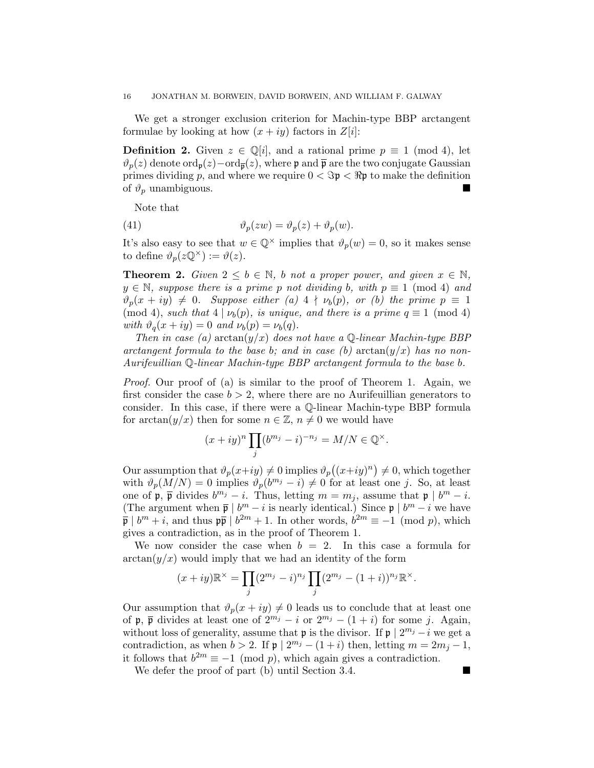We get a stronger exclusion criterion for Machin-type BBP arctangent formulae by looking at how $(x+iy)$ factors in $Z[i]$:

**Definition 2.** Given $z \in \mathbb{Q}[i]$, and a rational prime $p \equiv 1 \pmod 4$, let $\vartheta_p(z)$ denote $\operatorname{ord}_{\mathfrak{p}}(z) - \operatorname{ord}_{\overline{\mathfrak{p}}}(z)$, where $\mathfrak{p}$ and $\overline{\mathfrak{p}}$ are the two conjugate Gaussian primes dividing $p$, and where we require $0 < \Im\mathfrak{p} < \Re\mathfrak{p}$ to make the definition of $\vartheta_p$ unambiguous. ∎

Note that

$$\vartheta_p(zw) = \vartheta_p(z) + \vartheta_p(w). \tag{41}$$

It's also easy to see that $w \in \mathbb{Q}^\times$ implies that $\vartheta_p(w) = 0$, so it makes sense to define $\vartheta_p(z\mathbb{Q}^\times) := \vartheta(z)$.

**Theorem 2.** *Given $2 \le b \in \mathbb{N}$, $b$ not a proper power, and given $x \in \mathbb{N}$, $y \in \mathbb{N}$, suppose there is a prime $p$ not dividing $b$, with $p \equiv 1 \pmod 4$ and $\vartheta_p(x+iy) \neq 0$. Suppose either (a) $4 \nmid \nu_b(p)$, or (b) the prime $p \equiv 1 \pmod 4$, such that $4 \mid \nu_b(p)$, is unique, and there is a prime $q \equiv 1 \pmod 4$ with $\vartheta_q(x+iy) = 0$ and $\nu_b(p) = \nu_b(q)$.*

*Then in case (a) $\arctan(y/x)$ does not have a $\mathbb{Q}$-linear Machin-type BBP arctangent formula to the base $b$; and in case (b) $\arctan(y/x)$ has no non-Aurifeuillian $\mathbb{Q}$-linear Machin-type BBP arctangent formula to the base $b$.*

*Proof.* Our proof of (a) is similar to the proof of Theorem 1. Again, we first consider the case $b > 2$, where there are no Aurifeuillian generators to consider. In this case, if there were a $\mathbb{Q}$-linear Machin-type BBP formula for $\arctan(y/x)$ then for some $n \in \mathbb{Z}$, $n \neq 0$ we would have

$$(x+iy)^n \prod_j (b^{m_j} - i)^{-n_j} = M/N \in \mathbb{Q}^\times.$$

Our assumption that $\vartheta_p(x+iy) \neq 0$ implies $\vartheta_p\big((x+iy)^n\big) \neq 0$, which together with $\vartheta_p(M/N) = 0$ implies $\vartheta_p(b^{m_j} - i) \neq 0$ for at least one $j$. So, at least one of $\mathfrak{p}$, $\overline{\mathfrak{p}}$ divides $b^{m_j} - i$. Thus, letting $m = m_j$, assume that $\mathfrak{p} \mid b^m - i$. (The argument when $\overline{\mathfrak{p}} \mid b^m - i$ is nearly identical.) Since $\mathfrak{p} \mid b^m - i$ we have $\overline{\mathfrak{p}} \mid b^m + i$, and thus $\mathfrak{p}\overline{\mathfrak{p}} \mid b^{2m} + 1$. In other words, $b^{2m} \equiv -1 \pmod p$, which gives a contradiction, as in the proof of Theorem 1.

We now consider the case when $b = 2$. In this case a formula for $\arctan(y/x)$ would imply that we had an identity of the form

$$(x+iy)\mathbb{R}^\times = \prod_j (2^{m_j} - i)^{n_j} \prod_j (2^{m_j} - (1+i))^{n_j} \mathbb{R}^\times.$$

Our assumption that $\vartheta_p(x+iy) \neq 0$ leads us to conclude that at least one of $\mathfrak{p}$, $\overline{\mathfrak{p}}$ divides at least one of $2^{m_j} - i$ or $2^{m_j} - (1+i)$ for some $j$. Again, without loss of generality, assume that $\mathfrak{p}$ is the divisor. If $\mathfrak{p} \mid 2^{m_j} - i$ we get a contradiction, as when $b > 2$. If $\mathfrak{p} \mid 2^{m_j} - (1+i)$ then, letting $m = 2m_j - 1$, it follows that $b^{2m} \equiv -1 \pmod p$, which again gives a contradiction.

We defer the proof of part (b) until Section 3.4. ∎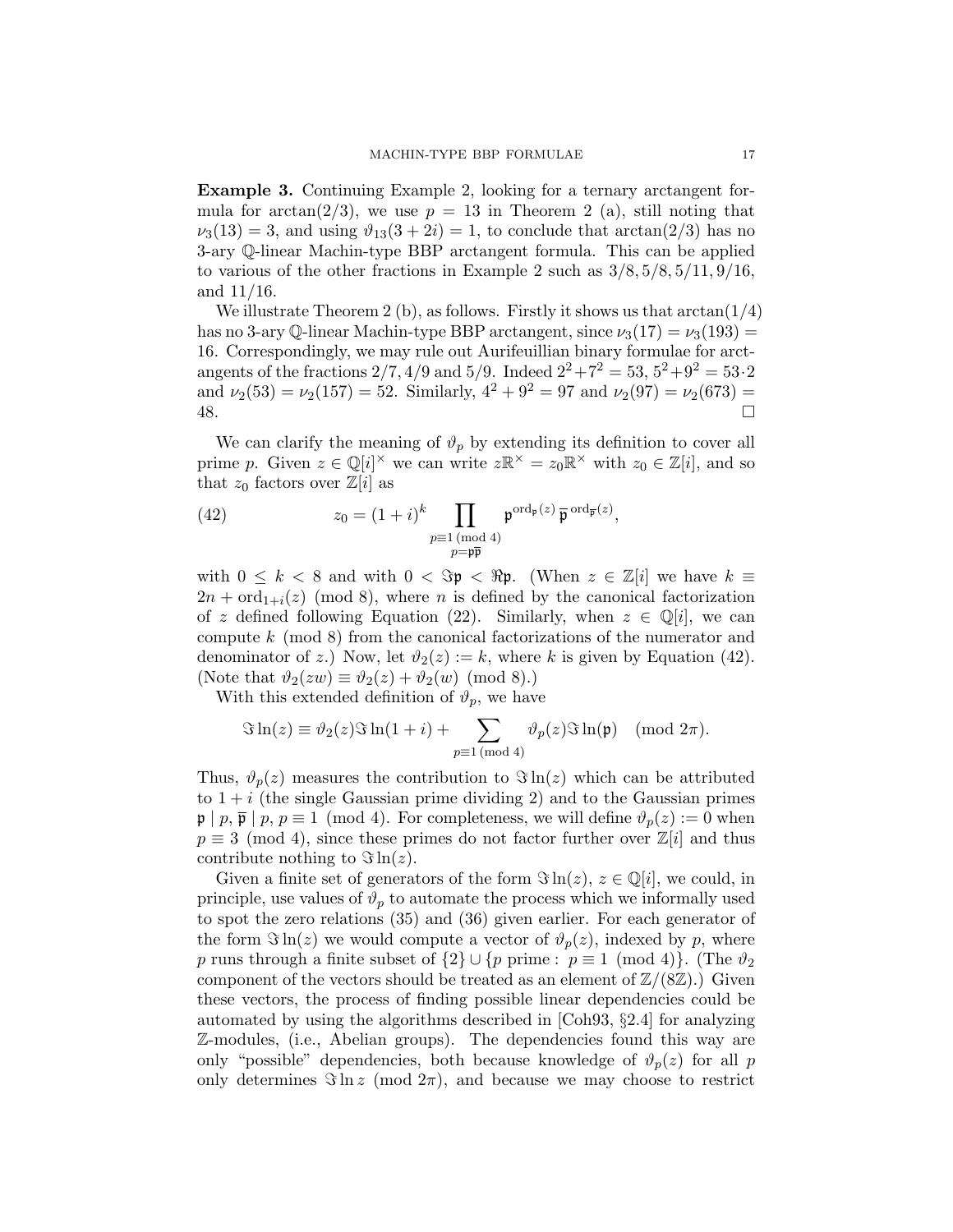**Example 3.** Continuing Example 2, looking for a ternary arctangent formula for $\arctan(2/3)$, we use $p = 13$ in Theorem 2 (a), still noting that $\nu_3(13) = 3$, and using $\vartheta_{13}(3 + 2i) = 1$, to conclude that $\arctan(2/3)$ has no 3-ary $\mathbb{Q}$-linear Machin-type BBP arctangent formula. This can be applied to various of the other fractions in Example 2 such as $3/8, 5/8, 5/11, 9/16$, and $11/16$.

We illustrate Theorem 2 (b), as follows. Firstly it shows us that $\arctan(1/4)$ has no 3-ary $\mathbb{Q}$-linear Machin-type BBP arctangent, since $\nu_3(17) = \nu_3(193) = 16$. Correspondingly, we may rule out Aurifeuillian binary formulae for arctangents of the fractions $2/7, 4/9$ and $5/9$. Indeed $2^2+7^2 = 53$, $5^2+9^2 = 53\cdot 2$ and $\nu_2(53) = \nu_2(157) = 52$. Similarly, $4^2 + 9^2 = 97$ and $\nu_2(97) = \nu_2(673) = 48$. □

We can clarify the meaning of $\vartheta_p$ by extending its definition to cover all prime $p$. Given $z \in \mathbb{Q}[i]^\times$ we can write $z\mathbb{R}^\times = z_0\mathbb{R}^\times$ with $z_0 \in \mathbb{Z}[i]$, and so that $z_0$ factors over $\mathbb{Z}[i]$ as

$$z_0 = (1+i)^k \prod_{\substack{p \equiv 1 \pmod 4 \\ p = \mathfrak{p}\overline{\mathfrak{p}}}} \mathfrak{p}^{\operatorname{ord}_{\mathfrak{p}}(z)}\, \overline{\mathfrak{p}}^{\,\operatorname{ord}_{\overline{\mathfrak{p}}}(z)}, \tag{42}$$

with $0 \le k < 8$ and with $0 < \Im\mathfrak{p} < \Re\mathfrak{p}$. (When $z \in \mathbb{Z}[i]$ we have $k \equiv 2n + \operatorname{ord}_{1+i}(z) \pmod 8$, where $n$ is defined by the canonical factorization of $z$ defined following Equation (22). Similarly, when $z \in \mathbb{Q}[i]$, we can compute $k \pmod 8$ from the canonical factorizations of the numerator and denominator of $z$.) Now, let $\vartheta_2(z) := k$, where $k$ is given by Equation (42). (Note that $\vartheta_2(zw) \equiv \vartheta_2(z) + \vartheta_2(w) \pmod 8$.)

With this extended definition of $\vartheta_p$, we have

$$\Im \ln(z) \equiv \vartheta_2(z)\Im\ln(1+i) + \sum_{p \equiv 1 \pmod 4} \vartheta_p(z)\Im\ln(\mathfrak{p}) \pmod{2\pi}.$$

Thus, $\vartheta_p(z)$ measures the contribution to $\Im\ln(z)$ which can be attributed to $1+i$ (the single Gaussian prime dividing 2) and to the Gaussian primes $\mathfrak{p} \mid p$, $\overline{\mathfrak{p}} \mid p$, $p \equiv 1 \pmod 4$. For completeness, we will define $\vartheta_p(z) := 0$ when $p \equiv 3 \pmod 4$, since these primes do not factor further over $\mathbb{Z}[i]$ and thus contribute nothing to $\Im\ln(z)$.

Given a finite set of generators of the form $\Im\ln(z)$, $z \in \mathbb{Q}[i]$, we could, in principle, use values of $\vartheta_p$ to automate the process which we informally used to spot the zero relations (35) and (36) given earlier. For each generator of the form $\Im\ln(z)$ we would compute a vector of $\vartheta_p(z)$, indexed by $p$, where $p$ runs through a finite subset of $\{2\} \cup \{p \text{ prime} : p \equiv 1 \pmod 4\}$. (The $\vartheta_2$ component of the vectors should be treated as an element of $\mathbb{Z}/(8\mathbb{Z})$.) Given these vectors, the process of finding possible linear dependencies could be automated by using the algorithms described in [Coh93, §2.4] for analyzing $\mathbb{Z}$-modules, (i.e., Abelian groups). The dependencies found this way are only "possible" dependencies, both because knowledge of $\vartheta_p(z)$ for all $p$ only determines $\Im\ln z \pmod{2\pi}$, and because we may choose to restrict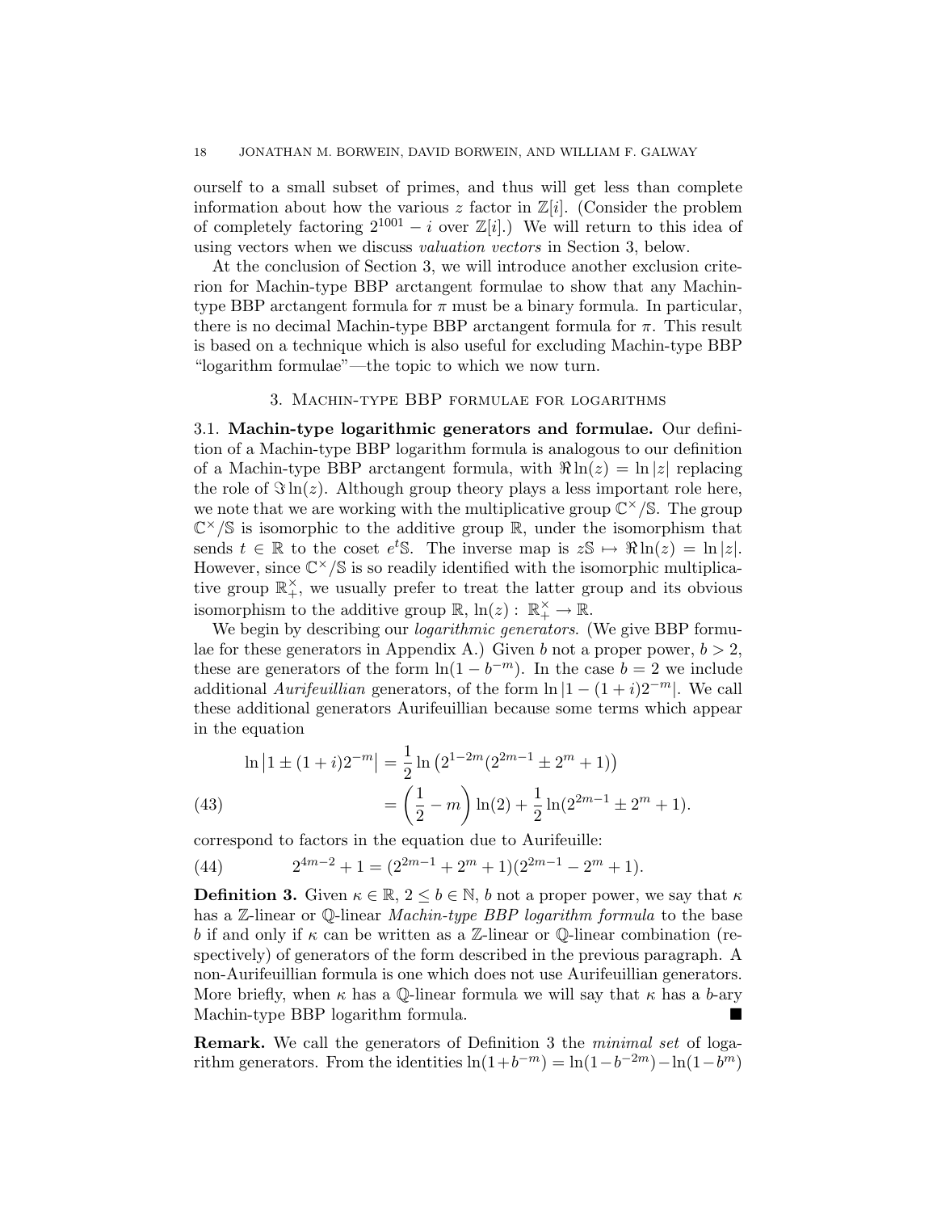ourself to a small subset of primes, and thus will get less than complete information about how the various $z$ factor in $\mathbb{Z}[i]$. (Consider the problem of completely factoring $2^{1001} - i$ over $\mathbb{Z}[i]$.) We will return to this idea of using vectors when we discuss *valuation vectors* in Section 3, below.

At the conclusion of Section 3, we will introduce another exclusion criterion for Machin-type BBP arctangent formulae to show that any Machin-type BBP arctangent formula for $\pi$ must be a binary formula. In particular, there is no decimal Machin-type BBP arctangent formula for $\pi$. This result is based on a technique which is also useful for excluding Machin-type BBP "logarithm formulae"—the topic to which we now turn.

## 3. Machin-type BBP formulae for logarithms

**3.1. Machin-type logarithmic generators and formulae.** Our definition of a Machin-type BBP logarithm formula is analogous to our definition of a Machin-type BBP arctangent formula, with $\Re \ln(z) = \ln |z|$ replacing the role of $\Im \ln(z)$. Although group theory plays a less important role here, we note that we are working with the multiplicative group $\mathbb{C}^\times/\mathbb{S}$. The group $\mathbb{C}^\times/\mathbb{S}$ is isomorphic to the additive group $\mathbb{R}$, under the isomorphism that sends $t \in \mathbb{R}$ to the coset $e^t\mathbb{S}$. The inverse map is $z\mathbb{S} \mapsto \Re \ln(z) = \ln |z|$. However, since $\mathbb{C}^\times/\mathbb{S}$ is so readily identified with the isomorphic multiplicative group $\mathbb{R}_+^\times$, we usually prefer to treat the latter group and its obvious isomorphism to the additive group $\mathbb{R}$, $\ln(z) : \mathbb{R}_+^\times \to \mathbb{R}$.

We begin by describing our *logarithmic generators*. (We give BBP formulae for these generators in Appendix A.) Given $b$ not a proper power, $b > 2$, these are generators of the form $\ln(1 - b^{-m})$. In the case $b = 2$ we include additional *Aurifeuillian* generators, of the form $\ln |1 - (1 + i)2^{-m}|$. We call these additional generators Aurifeuillian because some terms which appear in the equation

$$
\begin{aligned}
\ln \left|1 \pm (1 + i)2^{-m}\right| &= \frac{1}{2} \ln \left(2^{1-2m}(2^{2m-1} \pm 2^m + 1)\right) \\
&= \left(\frac{1}{2} - m\right) \ln(2) + \frac{1}{2} \ln(2^{2m-1} \pm 2^m + 1). \qquad (43)
\end{aligned}
$$

correspond to factors in the equation due to Aurifeuille:

$$
2^{4m-2} + 1 = (2^{2m-1} + 2^m + 1)(2^{2m-1} - 2^m + 1). \qquad (44)
$$

**Definition 3.** Given $\kappa \in \mathbb{R}$, $2 \le b \in \mathbb{N}$, $b$ not a proper power, we say that $\kappa$ has a $\mathbb{Z}$-linear or $\mathbb{Q}$-linear *Machin-type BBP logarithm formula* to the base $b$ if and only if $\kappa$ can be written as a $\mathbb{Z}$-linear or $\mathbb{Q}$-linear combination (respectively) of generators of the form described in the previous paragraph. A non-Aurifeuillian formula is one which does not use Aurifeuillian generators. More briefly, when $\kappa$ has a $\mathbb{Q}$-linear formula we will say that $\kappa$ has a $b$-ary Machin-type BBP logarithm formula. ■

**Remark.** We call the generators of Definition 3 the *minimal set* of logarithm generators. From the identities $\ln(1+b^{-m}) = \ln(1-b^{-2m}) - \ln(1-b^{m})$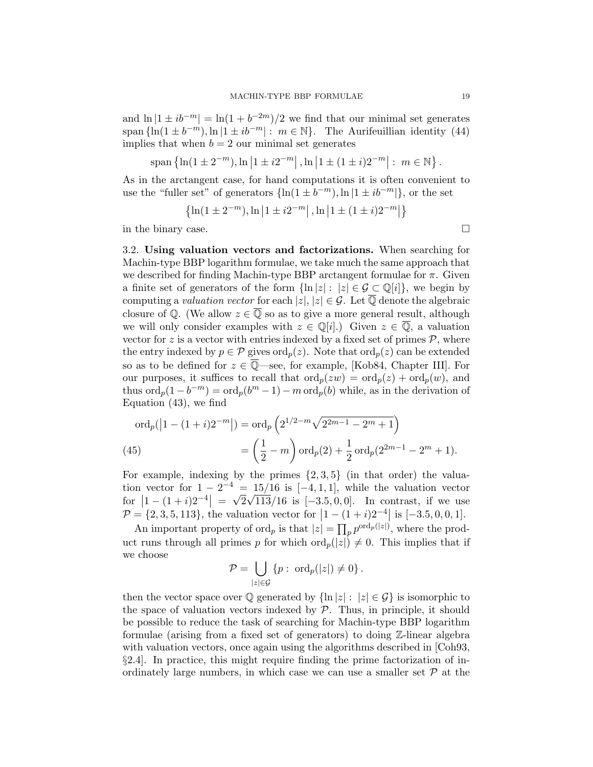and $\ln|1 \pm ib^{-m}| = \ln(1+b^{-2m})/2$ we find that our minimal set generates $\operatorname{span}\{\ln(1 \pm b^{-m}), \ln|1 \pm ib^{-m}| : m \in \mathbb{N}\}$. The Aurifeuillian identity (44) implies that when $b = 2$ our minimal set generates

$$\operatorname{span}\left\{\ln(1 \pm 2^{-m}), \ln\left|1 \pm i2^{-m}\right|, \ln\left|1 \pm (1 \pm i)2^{-m}\right| : m \in \mathbb{N}\right\}.$$

As in the arctangent case, for hand computations it is often convenient to use the "fuller set" of generators $\{\ln(1 \pm b^{-m}), \ln|1 \pm ib^{-m}|\}$, or the set

$$\left\{\ln(1 \pm 2^{-m}), \ln\left|1 \pm i2^{-m}\right|, \ln\left|1 \pm (1 \pm i)2^{-m}\right|\right\}$$

in the binary case. □

3.2. **Using valuation vectors and factorizations.** When searching for Machin-type BBP logarithm formulae, we take much the same approach that we described for finding Machin-type BBP arctangent formulae for $\pi$. Given a finite set of generators of the form $\{\ln|z| : |z| \in \mathcal{G} \subset \mathbb{Q}[i]\}$, we begin by computing a *valuation vector* for each $|z|, |z| \in \mathcal{G}$. Let $\overline{\mathbb{Q}}$ denote the algebraic closure of $\mathbb{Q}$. (We allow $z \in \overline{\mathbb{Q}}$ so as to give a more general result, although we will only consider examples with $z \in \mathbb{Q}[i]$.) Given $z \in \overline{\mathbb{Q}}$, a valuation vector for $z$ is a vector with entries indexed by a fixed set of primes $\mathcal{P}$, where the entry indexed by $p \in \mathcal{P}$ gives $\operatorname{ord}_p(z)$. Note that $\operatorname{ord}_p(z)$ can be extended so as to be defined for $z \in \overline{\mathbb{Q}}$—see, for example, [Kob84, Chapter III]. For our purposes, it suffices to recall that $\operatorname{ord}_p(zw) = \operatorname{ord}_p(z) + \operatorname{ord}_p(w)$, and thus $\operatorname{ord}_p(1-b^{-m}) = \operatorname{ord}_p(b^m - 1) - m \operatorname{ord}_p(b)$ while, as in the derivation of Equation (43), we find

$$\begin{aligned}
\operatorname{ord}_p(\left|1-(1+i)2^{-m}\right|) &= \operatorname{ord}_p\left(2^{1/2-m}\sqrt{2^{2m-1}-2^m+1}\right) \\
&= \left(\frac{1}{2} - m\right)\operatorname{ord}_p(2) + \frac{1}{2}\operatorname{ord}_p(2^{2m-1}-2^m+1). \qquad (45)
\end{aligned}$$

For example, indexing by the primes $\{2,3,5\}$ (in that order) the valuation vector for $1 - 2^{-4} = 15/16$ is $[-4,1,1]$, while the valuation vector for $\left|1-(1+i)2^{-4}\right| = \sqrt{2}\sqrt{113}/16$ is $[-3.5,0,0]$. In contrast, if we use $\mathcal{P} = \{2,3,5,113\}$, the valuation vector for $\left|1-(1+i)2^{-4}\right|$ is $[-3.5,0,0,1]$.

An important property of $\operatorname{ord}_p$ is that $|z| = \prod_p p^{\operatorname{ord}_p(|z|)}$, where the product runs through all primes $p$ for which $\operatorname{ord}_p(|z|) \neq 0$. This implies that if we choose

$$\mathcal{P} = \bigcup_{|z| \in \mathcal{G}} \{p : \operatorname{ord}_p(|z|) \neq 0\}.$$

then the vector space over $\mathbb{Q}$ generated by $\{\ln|z| : |z| \in \mathcal{G}\}$ is isomorphic to the space of valuation vectors indexed by $\mathcal{P}$. Thus, in principle, it should be possible to reduce the task of searching for Machin-type BBP logarithm formulae (arising from a fixed set of generators) to doing $\mathbb{Z}$-linear algebra with valuation vectors, once again using the algorithms described in [Coh93, §2.4]. In practice, this might require finding the prime factorization of inordinately large numbers, in which case we can use a smaller set $\mathcal{P}$ at the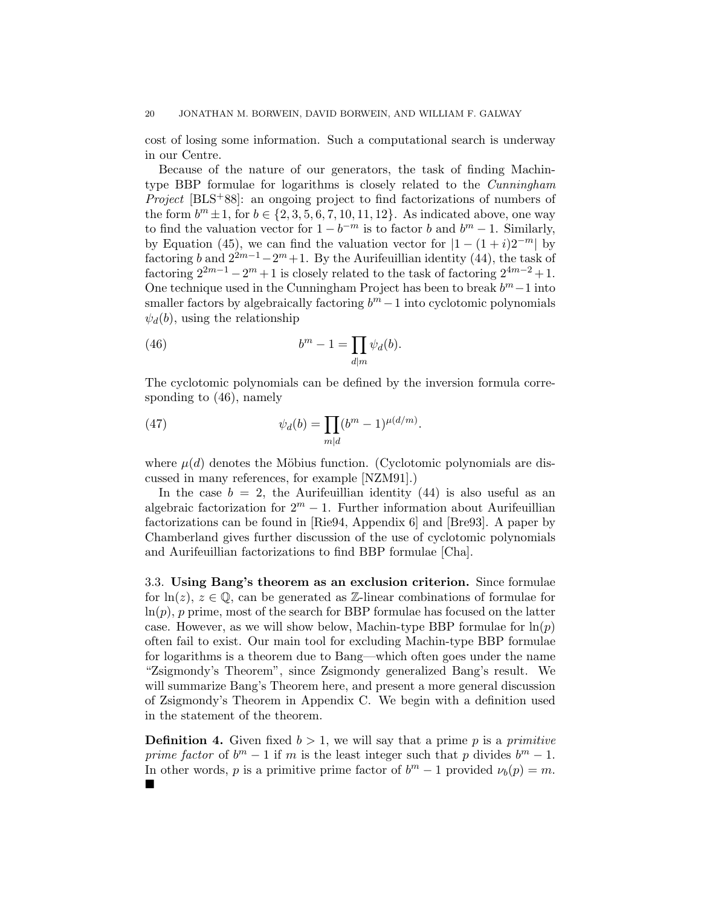cost of losing some information. Such a computational search is underway in our Centre.

Because of the nature of our generators, the task of finding Machin-type BBP formulae for logarithms is closely related to the *Cunningham Project* [BLS+88]: an ongoing project to find factorizations of numbers of the form $b^m \pm 1$, for $b \in \{2, 3, 5, 6, 7, 10, 11, 12\}$. As indicated above, one way to find the valuation vector for $1 - b^{-m}$ is to factor $b$ and $b^m - 1$. Similarly, by Equation (45), we can find the valuation vector for $|1 - (1+i)2^{-m}|$ by factoring $b$ and $2^{2m-1} - 2^m + 1$. By the Aurifeuillian identity (44), the task of factoring $2^{2m-1} - 2^m + 1$ is closely related to the task of factoring $2^{4m-2} + 1$. One technique used in the Cunningham Project has been to break $b^m - 1$ into smaller factors by algebraically factoring $b^m - 1$ into cyclotomic polynomials $\psi_d(b)$, using the relationship

$$b^m - 1 = \prod_{d \mid m} \psi_d(b). \tag{46}$$

The cyclotomic polynomials can be defined by the inversion formula corresponding to (46), namely

$$\psi_d(b) = \prod_{m \mid d} (b^m - 1)^{\mu(d/m)}. \tag{47}$$

where $\mu(d)$ denotes the Möbius function. (Cyclotomic polynomials are discussed in many references, for example [NZM91].)

In the case $b = 2$, the Aurifeuillian identity (44) is also useful as an algebraic factorization for $2^m - 1$. Further information about Aurifeuillian factorizations can be found in [Rie94, Appendix 6] and [Bre93]. A paper by Chamberland gives further discussion of the use of cyclotomic polynomials and Aurifeuillian factorizations to find BBP formulae [Cha].

### 3.3. Using Bang's theorem as an exclusion criterion.

Since formulae for $\ln(z)$, $z \in \mathbb{Q}$, can be generated as $\mathbb{Z}$-linear combinations of formulae for $\ln(p)$, $p$ prime, most of the search for BBP formulae has focused on the latter case. However, as we will show below, Machin-type BBP formulae for $\ln(p)$ often fail to exist. Our main tool for excluding Machin-type BBP formulae for logarithms is a theorem due to Bang—which often goes under the name "Zsigmondy's Theorem", since Zsigmondy generalized Bang's result. We will summarize Bang's Theorem here, and present a more general discussion of Zsigmondy's Theorem in Appendix C. We begin with a definition used in the statement of the theorem.

**Definition 4.** Given fixed $b > 1$, we will say that a prime $p$ is a *primitive prime factor* of $b^m - 1$ if $m$ is the least integer such that $p$ divides $b^m - 1$. In other words, $p$ is a primitive prime factor of $b^m - 1$ provided $\nu_b(p) = m$. ■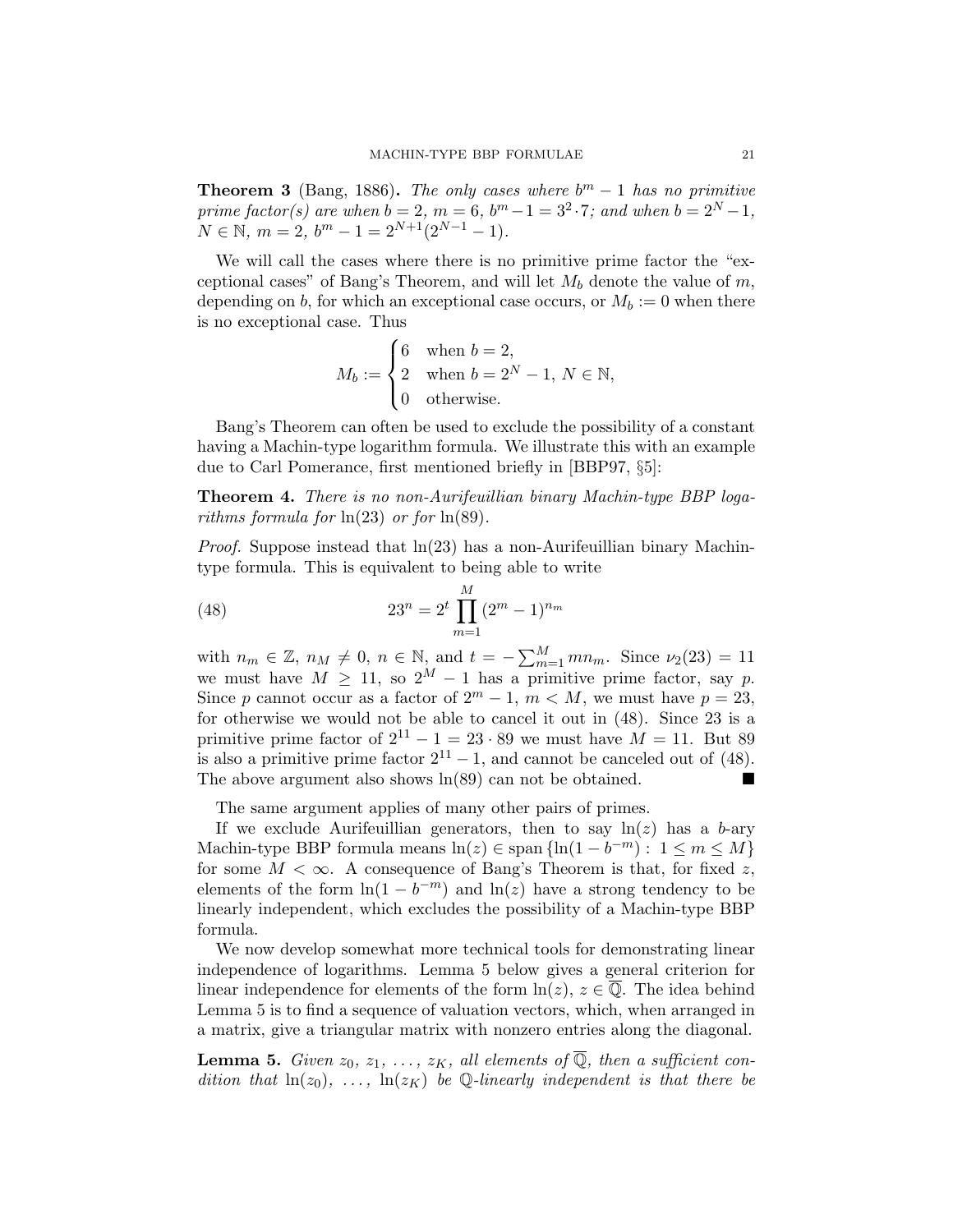**Theorem 3** (Bang, 1886)**.** *The only cases where $b^m - 1$ has no primitive prime factor(s) are when $b = 2$, $m = 6$, $b^m - 1 = 3^2 \cdot 7$; and when $b = 2^N - 1$, $N \in \mathbb{N}$, $m = 2$, $b^m - 1 = 2^{N+1}(2^{N-1} - 1)$.*

We will call the cases where there is no primitive prime factor the "exceptional cases" of Bang's Theorem, and will let $M_b$ denote the value of $m$, depending on $b$, for which an exceptional case occurs, or $M_b := 0$ when there is no exceptional case. Thus

$$M_b := \begin{cases} 6 & \text{when } b = 2, \\ 2 & \text{when } b = 2^N - 1,\ N \in \mathbb{N}, \\ 0 & \text{otherwise.} \end{cases}$$

Bang's Theorem can often be used to exclude the possibility of a constant having a Machin-type logarithm formula. We illustrate this with an example due to Carl Pomerance, first mentioned briefly in [BBP97, §5]:

**Theorem 4.** *There is no non-Aurifeuillian binary Machin-type BBP logarithms formula for $\ln(23)$ or for $\ln(89)$.*

*Proof.* Suppose instead that $\ln(23)$ has a non-Aurifeuillian binary Machin-type formula. This is equivalent to being able to write

$$23^n = 2^t \prod_{m=1}^{M} (2^m - 1)^{n_m} \tag{48}$$

with $n_m \in \mathbb{Z}$, $n_M \neq 0$, $n \in \mathbb{N}$, and $t = -\sum_{m=1}^{M} m n_m$. Since $\nu_2(23) = 11$ we must have $M \geq 11$, so $2^M - 1$ has a primitive prime factor, say $p$. Since $p$ cannot occur as a factor of $2^m - 1$, $m < M$, we must have $p = 23$, for otherwise we would not be able to cancel it out in (48). Since 23 is a primitive prime factor of $2^{11} - 1 = 23 \cdot 89$ we must have $M = 11$. But 89 is also a primitive prime factor $2^{11} - 1$, and cannot be canceled out of (48). The above argument also shows $\ln(89)$ can not be obtained. ∎

The same argument applies of many other pairs of primes.

If we exclude Aurifeuillian generators, then to say $\ln(z)$ has a $b$-ary Machin-type BBP formula means $\ln(z) \in \operatorname{span}\{\ln(1 - b^{-m}) : 1 \leq m \leq M\}$ for some $M < \infty$. A consequence of Bang's Theorem is that, for fixed $z$, elements of the form $\ln(1 - b^{-m})$ and $\ln(z)$ have a strong tendency to be linearly independent, which excludes the possibility of a Machin-type BBP formula.

We now develop somewhat more technical tools for demonstrating linear independence of logarithms. Lemma 5 below gives a general criterion for linear independence for elements of the form $\ln(z)$, $z \in \overline{\mathbb{Q}}$. The idea behind Lemma 5 is to find a sequence of valuation vectors, which, when arranged in a matrix, give a triangular matrix with nonzero entries along the diagonal.

**Lemma 5.** *Given $z_0, z_1, \ldots, z_K$, all elements of $\overline{\mathbb{Q}}$, then a sufficient condition that $\ln(z_0), \ldots, \ln(z_K)$ be $\mathbb{Q}$-linearly independent is that there be*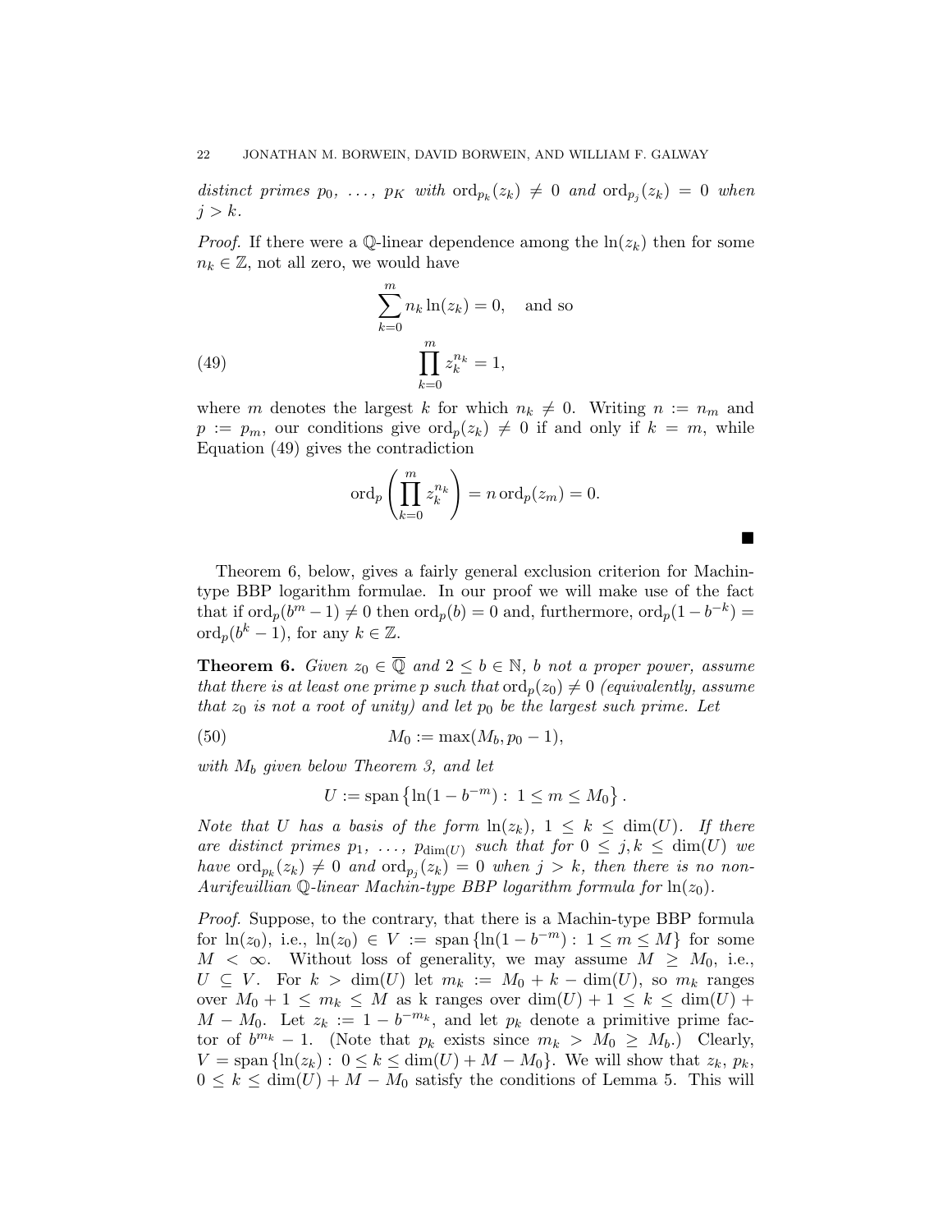*distinct primes* $p_0, \ldots, p_K$ *with* $\mathrm{ord}_{p_k}(z_k) \neq 0$ *and* $\mathrm{ord}_{p_j}(z_k) = 0$ *when* $j > k$.

*Proof.* If there were a $\mathbb{Q}$-linear dependence among the $\ln(z_k)$ then for some $n_k \in \mathbb{Z}$, not all zero, we would have

$$\sum_{k=0}^{m} n_k \ln(z_k) = 0, \quad \text{and so}$$

$$\prod_{k=0}^{m} z_k^{n_k} = 1, \tag{49}$$

where $m$ denotes the largest $k$ for which $n_k \neq 0$. Writing $n := n_m$ and $p := p_m$, our conditions give $\mathrm{ord}_p(z_k) \neq 0$ if and only if $k = m$, while Equation (49) gives the contradiction

$$\mathrm{ord}_p\left(\prod_{k=0}^{m} z_k^{n_k}\right) = n \,\mathrm{ord}_p(z_m) = 0.$$

∎

Theorem 6, below, gives a fairly general exclusion criterion for Machin-type BBP logarithm formulae. In our proof we will make use of the fact that if $\mathrm{ord}_p(b^m - 1) \neq 0$ then $\mathrm{ord}_p(b) = 0$ and, furthermore, $\mathrm{ord}_p(1 - b^{-k}) = \mathrm{ord}_p(b^k - 1)$, for any $k \in \mathbb{Z}$.

**Theorem 6.** *Given* $z_0 \in \overline{\mathbb{Q}}$ *and* $2 \leq b \in \mathbb{N}$, *b not a proper power, assume that there is at least one prime p such that* $\mathrm{ord}_p(z_0) \neq 0$ *(equivalently, assume that* $z_0$ *is not a root of unity) and let* $p_0$ *be the largest such prime. Let*

$$M_0 := \max(M_b, p_0 - 1), \tag{50}$$

*with* $M_b$ *given below Theorem 3, and let*

$$U := \mathrm{span}\left\{\ln(1 - b^{-m}) : \ 1 \leq m \leq M_0\right\}.$$

*Note that U has a basis of the form* $\ln(z_k)$, $1 \leq k \leq \dim(U)$. *If there are distinct primes* $p_1, \ldots, p_{\dim(U)}$ *such that for* $0 \leq j, k \leq \dim(U)$ *we have* $\mathrm{ord}_{p_k}(z_k) \neq 0$ *and* $\mathrm{ord}_{p_j}(z_k) = 0$ *when* $j > k$, *then there is no non-Aurifeuillian* $\mathbb{Q}$*-linear Machin-type BBP logarithm formula for* $\ln(z_0)$.

*Proof.* Suppose, to the contrary, that there is a Machin-type BBP formula for $\ln(z_0)$, i.e., $\ln(z_0) \in V := \mathrm{span}\left\{\ln(1 - b^{-m}) : \ 1 \leq m \leq M\right\}$ for some $M < \infty$. Without loss of generality, we may assume $M \geq M_0$, i.e., $U \subseteq V$. For $k > \dim(U)$ let $m_k := M_0 + k - \dim(U)$, so $m_k$ ranges over $M_0 + 1 \leq m_k \leq M$ as k ranges over $\dim(U) + 1 \leq k \leq \dim(U) + M - M_0$. Let $z_k := 1 - b^{-m_k}$, and let $p_k$ denote a primitive prime factor of $b^{m_k} - 1$. (Note that $p_k$ exists since $m_k > M_0 \geq M_b$.) Clearly, $V = \mathrm{span}\left\{\ln(z_k) : \ 0 \leq k \leq \dim(U) + M - M_0\right\}$. We will show that $z_k$, $p_k$, $0 \leq k \leq \dim(U) + M - M_0$ satisfy the conditions of Lemma 5. This will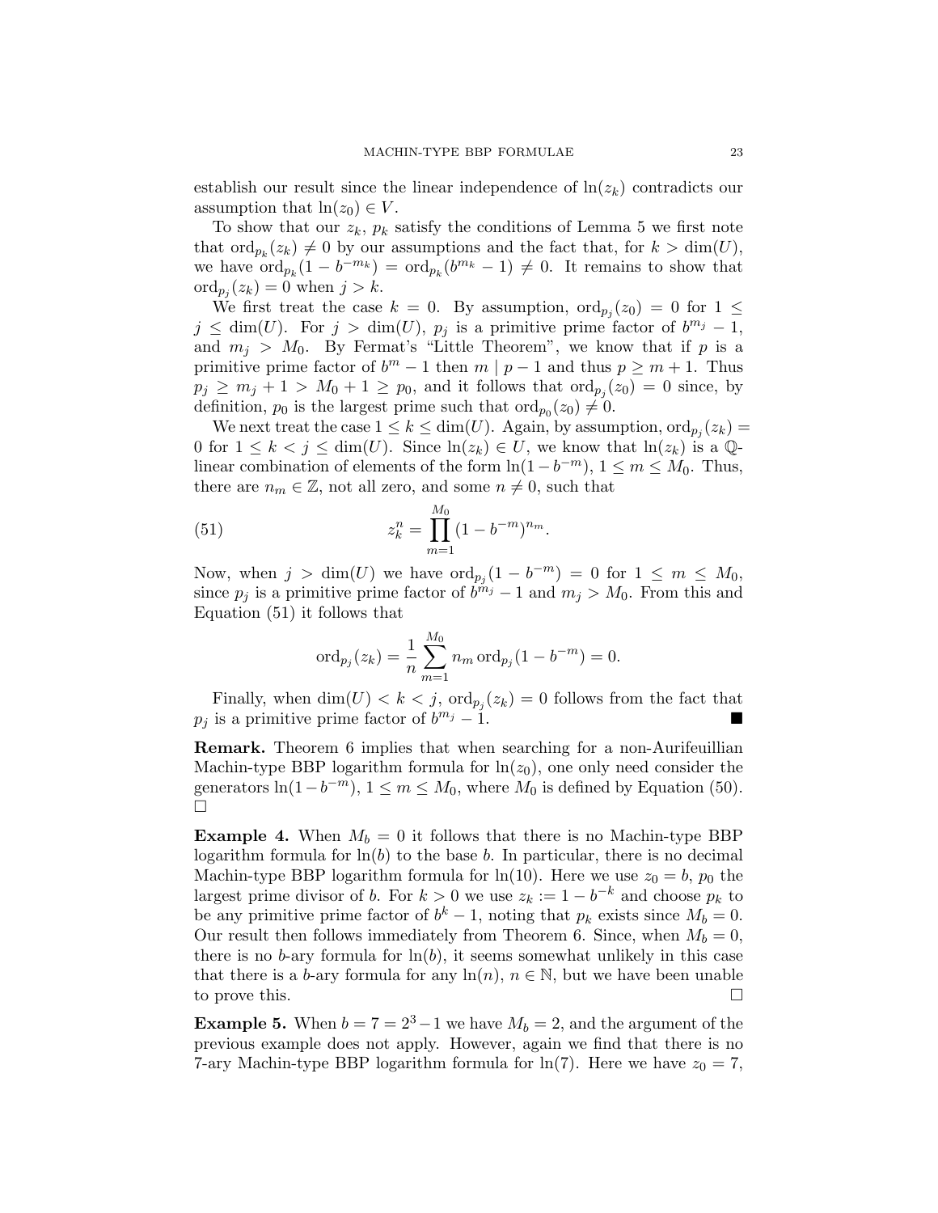establish our result since the linear independence of $\ln(z_k)$ contradicts our assumption that $\ln(z_0) \in V$.

To show that our $z_k$, $p_k$ satisfy the conditions of Lemma 5 we first note that $\operatorname{ord}_{p_k}(z_k) \neq 0$ by our assumptions and the fact that, for $k > \dim(U)$, we have $\operatorname{ord}_{p_k}(1 - b^{-m_k}) = \operatorname{ord}_{p_k}(b^{m_k} - 1) \neq 0$. It remains to show that $\operatorname{ord}_{p_j}(z_k) = 0$ when $j > k$.

We first treat the case $k = 0$. By assumption, $\operatorname{ord}_{p_j}(z_0) = 0$ for $1 \leq j \leq \dim(U)$. For $j > \dim(U)$, $p_j$ is a primitive prime factor of $b^{m_j} - 1$, and $m_j > M_0$. By Fermat's "Little Theorem", we know that if $p$ is a primitive prime factor of $b^m - 1$ then $m \mid p - 1$ and thus $p \geq m + 1$. Thus $p_j \geq m_j + 1 > M_0 + 1 \geq p_0$, and it follows that $\operatorname{ord}_{p_j}(z_0) = 0$ since, by definition, $p_0$ is the largest prime such that $\operatorname{ord}_{p_0}(z_0) \neq 0$.

We next treat the case $1 \leq k \leq \dim(U)$. Again, by assumption, $\operatorname{ord}_{p_j}(z_k) = 0$ for $1 \leq k < j \leq \dim(U)$. Since $\ln(z_k) \in U$, we know that $\ln(z_k)$ is a $\mathbb{Q}$-linear combination of elements of the form $\ln(1 - b^{-m})$, $1 \leq m \leq M_0$. Thus, there are $n_m \in \mathbb{Z}$, not all zero, and some $n \neq 0$, such that

$$z_k^n = \prod_{m=1}^{M_0} (1 - b^{-m})^{n_m}. \tag{51}$$

Now, when $j > \dim(U)$ we have $\operatorname{ord}_{p_j}(1 - b^{-m}) = 0$ for $1 \leq m \leq M_0$, since $p_j$ is a primitive prime factor of $b^{m_j} - 1$ and $m_j > M_0$. From this and Equation (51) it follows that

$$\operatorname{ord}_{p_j}(z_k) = \frac{1}{n} \sum_{m=1}^{M_0} n_m \operatorname{ord}_{p_j}(1 - b^{-m}) = 0.$$

Finally, when $\dim(U) < k < j$, $\operatorname{ord}_{p_j}(z_k) = 0$ follows from the fact that $p_j$ is a primitive prime factor of $b^{m_j} - 1$. ■

**Remark.** Theorem 6 implies that when searching for a non-Aurifeuillian Machin-type BBP logarithm formula for $\ln(z_0)$, one only need consider the generators $\ln(1 - b^{-m})$, $1 \leq m \leq M_0$, where $M_0$ is defined by Equation (50). □

**Example 4.** When $M_b = 0$ it follows that there is no Machin-type BBP logarithm formula for $\ln(b)$ to the base $b$. In particular, there is no decimal Machin-type BBP logarithm formula for $\ln(10)$. Here we use $z_0 = b$, $p_0$ the largest prime divisor of $b$. For $k > 0$ we use $z_k := 1 - b^{-k}$ and choose $p_k$ to be any primitive prime factor of $b^k - 1$, noting that $p_k$ exists since $M_b = 0$. Our result then follows immediately from Theorem 6. Since, when $M_b = 0$, there is no $b$-ary formula for $\ln(b)$, it seems somewhat unlikely in this case that there is a $b$-ary formula for any $\ln(n)$, $n \in \mathbb{N}$, but we have been unable to prove this. □

**Example 5.** When $b = 7 = 2^3 - 1$ we have $M_b = 2$, and the argument of the previous example does not apply. However, again we find that there is no 7-ary Machin-type BBP logarithm formula for $\ln(7)$. Here we have $z_0 = 7$,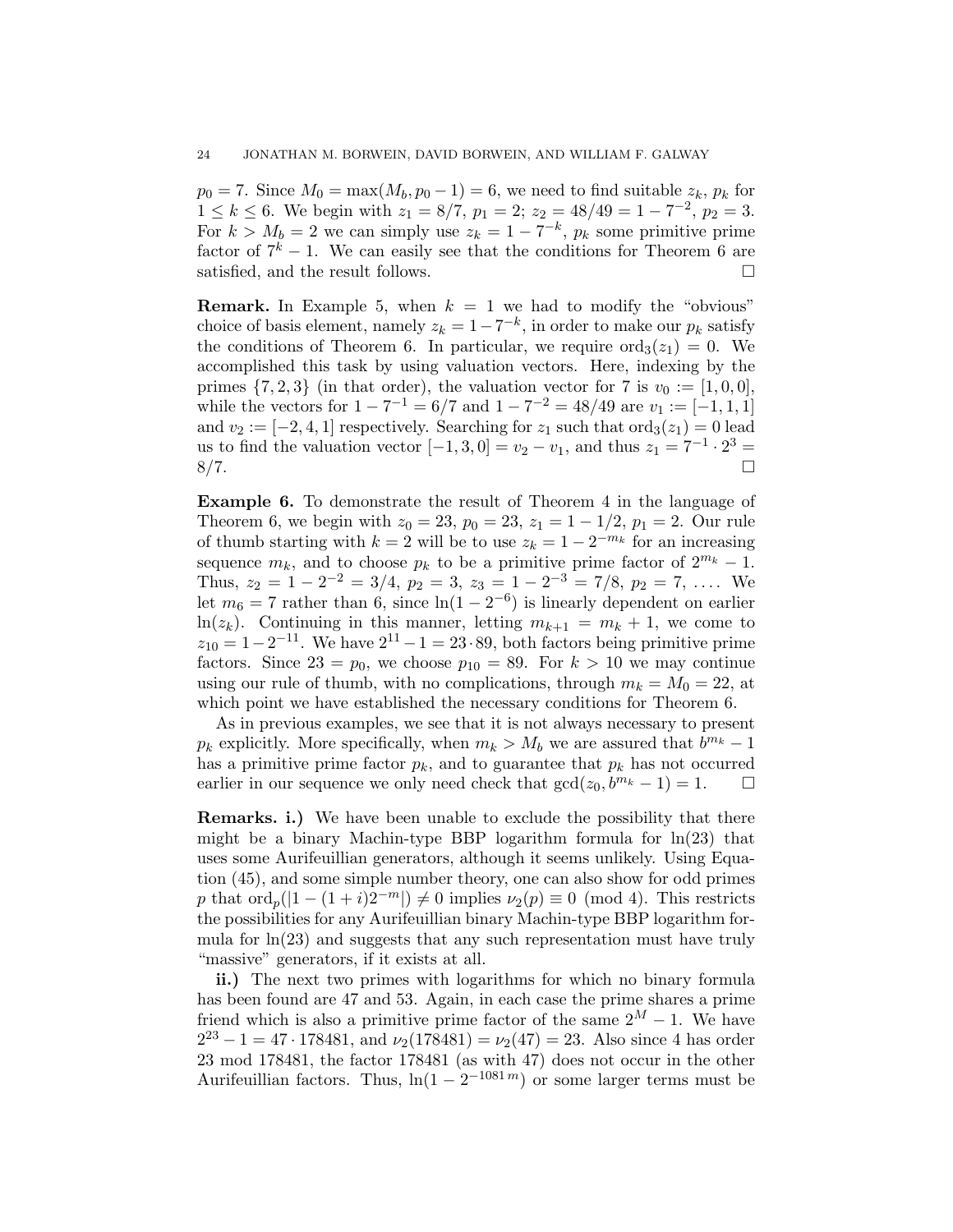$p_0 = 7$. Since $M_0 = \max(M_b, p_0 - 1) = 6$, we need to find suitable $z_k$, $p_k$ for $1 \le k \le 6$. We begin with $z_1 = 8/7$, $p_1 = 2$; $z_2 = 48/49 = 1 - 7^{-2}$, $p_2 = 3$. For $k > M_b = 2$ we can simply use $z_k = 1 - 7^{-k}$, $p_k$ some primitive prime factor of $7^k - 1$. We can easily see that the conditions for Theorem 6 are satisfied, and the result follows. □

**Remark.** In Example 5, when $k = 1$ we had to modify the "obvious" choice of basis element, namely $z_k = 1 - 7^{-k}$, in order to make our $p_k$ satisfy the conditions of Theorem 6. In particular, we require $\operatorname{ord}_3(z_1) = 0$. We accomplished this task by using valuation vectors. Here, indexing by the primes $\{7, 2, 3\}$ (in that order), the valuation vector for 7 is $v_0 := [1, 0, 0]$, while the vectors for $1 - 7^{-1} = 6/7$ and $1 - 7^{-2} = 48/49$ are $v_1 := [-1, 1, 1]$ and $v_2 := [-2, 4, 1]$ respectively. Searching for $z_1$ such that $\operatorname{ord}_3(z_1) = 0$ lead us to find the valuation vector $[-1, 3, 0] = v_2 - v_1$, and thus $z_1 = 7^{-1} \cdot 2^3 = 8/7$. □

**Example 6.** To demonstrate the result of Theorem 4 in the language of Theorem 6, we begin with $z_0 = 23$, $p_0 = 23$, $z_1 = 1 - 1/2$, $p_1 = 2$. Our rule of thumb starting with $k = 2$ will be to use $z_k = 1 - 2^{-m_k}$ for an increasing sequence $m_k$, and to choose $p_k$ to be a primitive prime factor of $2^{m_k} - 1$. Thus, $z_2 = 1 - 2^{-2} = 3/4$, $p_2 = 3$, $z_3 = 1 - 2^{-3} = 7/8$, $p_2 = 7$, .... We let $m_6 = 7$ rather than 6, since $\ln(1 - 2^{-6})$ is linearly dependent on earlier $\ln(z_k)$. Continuing in this manner, letting $m_{k+1} = m_k + 1$, we come to $z_{10} = 1 - 2^{-11}$. We have $2^{11} - 1 = 23 \cdot 89$, both factors being primitive prime factors. Since $23 = p_0$, we choose $p_{10} = 89$. For $k > 10$ we may continue using our rule of thumb, with no complications, through $m_k = M_0 = 22$, at which point we have established the necessary conditions for Theorem 6.

As in previous examples, we see that it is not always necessary to present $p_k$ explicitly. More specifically, when $m_k > M_b$ we are assured that $b^{m_k} - 1$ has a primitive prime factor $p_k$, and to guarantee that $p_k$ has not occurred earlier in our sequence we only need check that $\gcd(z_0, b^{m_k} - 1) = 1$. □

**Remarks. i.)** We have been unable to exclude the possibility that there might be a binary Machin-type BBP logarithm formula for $\ln(23)$ that uses some Aurifeuillian generators, although it seems unlikely. Using Equation (45), and some simple number theory, one can also show for odd primes $p$ that $\operatorname{ord}_p(|1 - (1+i)2^{-m}|) \ne 0$ implies $\nu_2(p) \equiv 0 \pmod 4$. This restricts the possibilities for any Aurifeuillian binary Machin-type BBP logarithm formula for $\ln(23)$ and suggests that any such representation must have truly "massive" generators, if it exists at all.

**ii.)** The next two primes with logarithms for which no binary formula has been found are 47 and 53. Again, in each case the prime shares a prime friend which is also a primitive prime factor of the same $2^M - 1$. We have $2^{23} - 1 = 47 \cdot 178481$, and $\nu_2(178481) = \nu_2(47) = 23$. Also since 4 has order 23 mod 178481, the factor 178481 (as with 47) does not occur in the other Aurifeuillian factors. Thus, $\ln(1 - 2^{-1081\,m})$ or some larger terms must be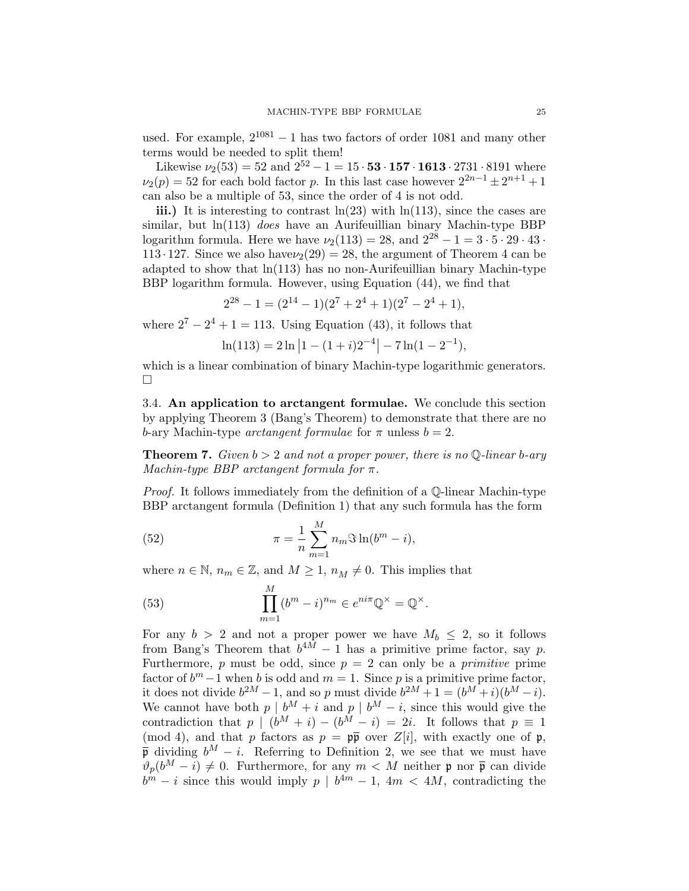used. For example, $2^{1081}-1$ has two factors of order 1081 and many other terms would be needed to split them!

Likewise $\nu_2(53) = 52$ and $2^{52}-1 = 15 \cdot \mathbf{53} \cdot \mathbf{157} \cdot \mathbf{1613} \cdot 2731 \cdot 8191$ where $\nu_2(p) = 52$ for each bold factor $p$. In this last case however $2^{2n-1} \pm 2^{n+1} + 1$ can also be a multiple of 53, since the order of 4 is not odd.

**iii.)** It is interesting to contrast $\ln(23)$ with $\ln(113)$, since the cases are similar, but $\ln(113)$ *does* have an Aurifeuillian binary Machin-type BBP logarithm formula. Here we have $\nu_2(113) = 28$, and $2^{28}-1 = 3 \cdot 5 \cdot 29 \cdot 43 \cdot 113 \cdot 127$. Since we also have$\nu_2(29) = 28$, the argument of Theorem 4 can be adapted to show that $\ln(113)$ has no non-Aurifeuillian binary Machin-type BBP logarithm formula. However, using Equation (44), we find that

$$2^{28}-1 = (2^{14}-1)(2^7+2^4+1)(2^7-2^4+1),$$

where $2^7 - 2^4 + 1 = 113$. Using Equation (43), it follows that

$$\ln(113) = 2\ln\left|1-(1+i)2^{-4}\right| - 7\ln(1-2^{-1}),$$

which is a linear combination of binary Machin-type logarithmic generators. □

### 3.4. An application to arctangent formulae.

We conclude this section by applying Theorem 3 (Bang's Theorem) to demonstrate that there are no $b$-ary Machin-type *arctangent formulae* for $\pi$ unless $b = 2$.

**Theorem 7.** *Given $b > 2$ and not a proper power, there is no $\mathbb{Q}$-linear $b$-ary Machin-type BBP arctangent formula for $\pi$.*

*Proof.* It follows immediately from the definition of a $\mathbb{Q}$-linear Machin-type BBP arctangent formula (Definition 1) that any such formula has the form

$$\pi = \frac{1}{n}\sum_{m=1}^{M} n_m \Im \ln(b^m - i), \tag{52}$$

where $n \in \mathbb{N}$, $n_m \in \mathbb{Z}$, and $M \geq 1$, $n_M \neq 0$. This implies that

$$\prod_{m=1}^{M}(b^m - i)^{n_m} \in e^{ni\pi}\mathbb{Q}^\times = \mathbb{Q}^\times. \tag{53}$$

For any $b > 2$ and not a proper power we have $M_b \leq 2$, so it follows from Bang's Theorem that $b^{4M}-1$ has a primitive prime factor, say $p$. Furthermore, $p$ must be odd, since $p = 2$ can only be a *primitive* prime factor of $b^m - 1$ when $b$ is odd and $m = 1$. Since $p$ is a primitive prime factor, it does not divide $b^{2M}-1$, and so $p$ must divide $b^{2M}+1 = (b^M+i)(b^M-i)$. We cannot have both $p \mid b^M + i$ and $p \mid b^M - i$, since this would give the contradiction that $p \mid (b^M+i)-(b^M-i) = 2i$. It follows that $p \equiv 1 \pmod 4$, and that $p$ factors as $p = \mathfrak{p}\overline{\mathfrak{p}}$ over $Z[i]$, with exactly one of $\mathfrak{p}$, $\overline{\mathfrak{p}}$ dividing $b^M - i$. Referring to Definition 2, we see that we must have $\vartheta_p(b^M - i) \neq 0$. Furthermore, for any $m < M$ neither $\mathfrak{p}$ nor $\overline{\mathfrak{p}}$ can divide $b^m - i$ since this would imply $p \mid b^{4m}-1$, $4m < 4M$, contradicting the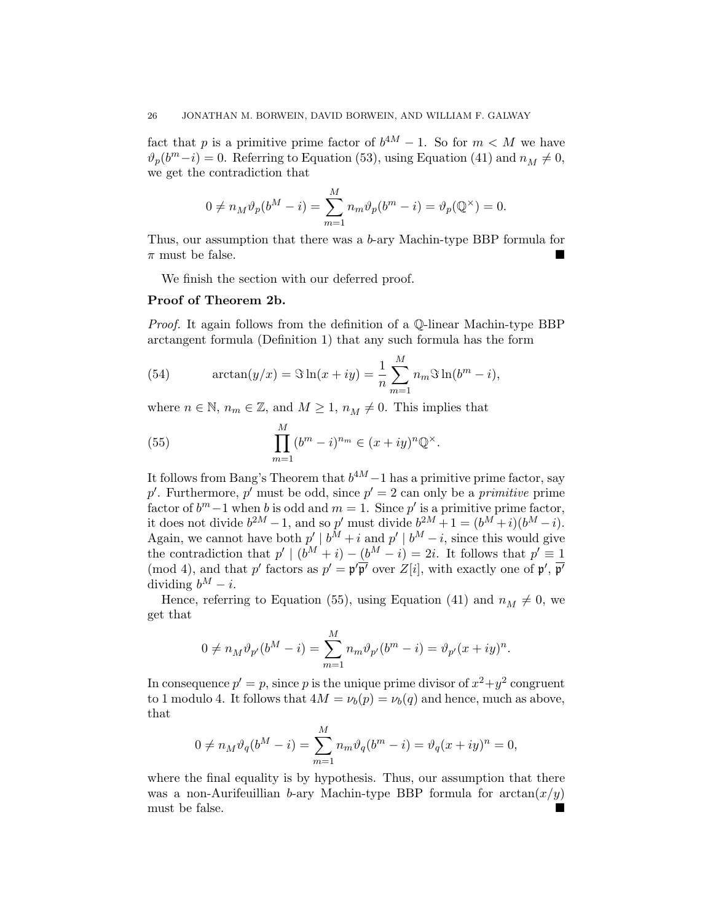fact that $p$ is a primitive prime factor of $b^{4M} - 1$. So for $m < M$ we have $\vartheta_p(b^m - i) = 0$. Referring to Equation (53), using Equation (41) and $n_M \neq 0$, we get the contradiction that

$$0 \neq n_M \vartheta_p(b^M - i) = \sum_{m=1}^{M} n_m \vartheta_p(b^m - i) = \vartheta_p(\mathbb{Q}^\times) = 0.$$

Thus, our assumption that there was a $b$-ary Machin-type BBP formula for $\pi$ must be false. ∎

We finish the section with our deferred proof.

**Proof of Theorem 2b.**

*Proof.* It again follows from the definition of a $\mathbb{Q}$-linear Machin-type BBP arctangent formula (Definition 1) that any such formula has the form

$$\arctan(y/x) = \Im \ln(x + iy) = \frac{1}{n} \sum_{m=1}^{M} n_m \Im \ln(b^m - i), \tag{54}$$

where $n \in \mathbb{N}$, $n_m \in \mathbb{Z}$, and $M \geq 1$, $n_M \neq 0$. This implies that

$$\prod_{m=1}^{M} (b^m - i)^{n_m} \in (x + iy)^n \mathbb{Q}^\times. \tag{55}$$

It follows from Bang's Theorem that $b^{4M} - 1$ has a primitive prime factor, say $p'$. Furthermore, $p'$ must be odd, since $p' = 2$ can only be a *primitive* prime factor of $b^m - 1$ when $b$ is odd and $m = 1$. Since $p'$ is a primitive prime factor, it does not divide $b^{2M} - 1$, and so $p'$ must divide $b^{2M} + 1 = (b^M + i)(b^M - i)$. Again, we cannot have both $p' \mid b^M + i$ and $p' \mid b^M - i$, since this would give the contradiction that $p' \mid (b^M + i) - (b^M - i) = 2i$. It follows that $p' \equiv 1 \pmod 4$, and that $p'$ factors as $p' = \mathfrak{p}'\overline{\mathfrak{p}'}$ over $Z[i]$, with exactly one of $\mathfrak{p}'$, $\overline{\mathfrak{p}'}$ dividing $b^M - i$.

Hence, referring to Equation (55), using Equation (41) and $n_M \neq 0$, we get that

$$0 \neq n_M \vartheta_{p'}(b^M - i) = \sum_{m=1}^{M} n_m \vartheta_{p'}(b^m - i) = \vartheta_{p'}(x + iy)^n.$$

In consequence $p' = p$, since $p$ is the unique prime divisor of $x^2 + y^2$ congruent to 1 modulo 4. It follows that $4M = \nu_b(p) = \nu_b(q)$ and hence, much as above, that

$$0 \neq n_M \vartheta_q(b^M - i) = \sum_{m=1}^{M} n_m \vartheta_q(b^m - i) = \vartheta_q(x + iy)^n = 0,$$

where the final equality is by hypothesis. Thus, our assumption that there was a non-Aurifeuillian $b$-ary Machin-type BBP formula for $\arctan(x/y)$ must be false. ∎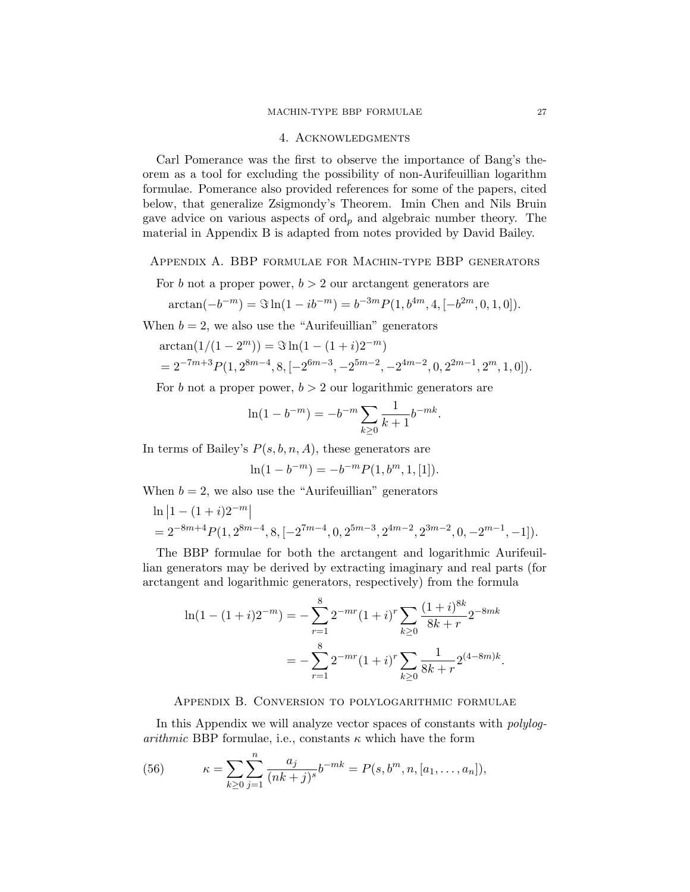## 4. Acknowledgments

Carl Pomerance was the first to observe the importance of Bang's theorem as a tool for excluding the possibility of non-Aurifeuillian logarithm formulae. Pomerance also provided references for some of the papers, cited below, that generalize Zsigmondy's Theorem. Imin Chen and Nils Bruin gave advice on various aspects of $\mathrm{ord}_p$ and algebraic number theory. The material in Appendix B is adapted from notes provided by David Bailey.

## Appendix A. BBP formulae for Machin-type BBP generators

For $b$ not a proper power, $b > 2$ our arctangent generators are

$$\arctan(-b^{-m}) = \Im \ln(1 - ib^{-m}) = b^{-3m} P(1, b^{4m}, 4, [-b^{2m}, 0, 1, 0]).$$

When $b = 2$, we also use the "Aurifeuillian" generators

$$\begin{aligned}
&\arctan(1/(1-2^m)) = \Im \ln(1 - (1+i)2^{-m}) \\
&= 2^{-7m+3} P(1, 2^{8m-4}, 8, [-2^{6m-3}, -2^{5m-2}, -2^{4m-2}, 0, 2^{2m-1}, 2^m, 1, 0]).
\end{aligned}$$

For $b$ not a proper power, $b > 2$ our logarithmic generators are

$$\ln(1 - b^{-m}) = -b^{-m} \sum_{k \geq 0} \frac{1}{k+1} b^{-mk}.$$

In terms of Bailey's $P(s, b, n, A)$, these generators are

$$\ln(1 - b^{-m}) = -b^{-m} P(1, b^m, 1, [1]).$$

When $b = 2$, we also use the "Aurifeuillian" generators

$$\begin{aligned}
&\ln \left| 1 - (1+i)2^{-m} \right| \\
&= 2^{-8m+4} P(1, 2^{8m-4}, 8, [-2^{7m-4}, 0, 2^{5m-3}, 2^{4m-2}, 2^{3m-2}, 0, -2^{m-1}, -1]).
\end{aligned}$$

The BBP formulae for both the arctangent and logarithmic Aurifeuillian generators may be derived by extracting imaginary and real parts (for arctangent and logarithmic generators, respectively) from the formula

$$\begin{aligned}
\ln(1 - (1+i)2^{-m}) &= -\sum_{r=1}^{8} 2^{-mr} (1+i)^r \sum_{k \geq 0} \frac{(1+i)^{8k}}{8k+r} 2^{-8mk} \\
&= -\sum_{r=1}^{8} 2^{-mr} (1+i)^r \sum_{k \geq 0} \frac{1}{8k+r} 2^{(4-8m)k}.
\end{aligned}$$

## Appendix B. Conversion to polylogarithmic formulae

In this Appendix we will analyze vector spaces of constants with *polylogarithmic* BBP formulae, i.e., constants $\kappa$ which have the form

$$\kappa = \sum_{k \geq 0} \sum_{j=1}^{n} \frac{a_j}{(nk+j)^s} b^{-mk} = P(s, b^m, n, [a_1, \ldots, a_n]), \tag{56}$$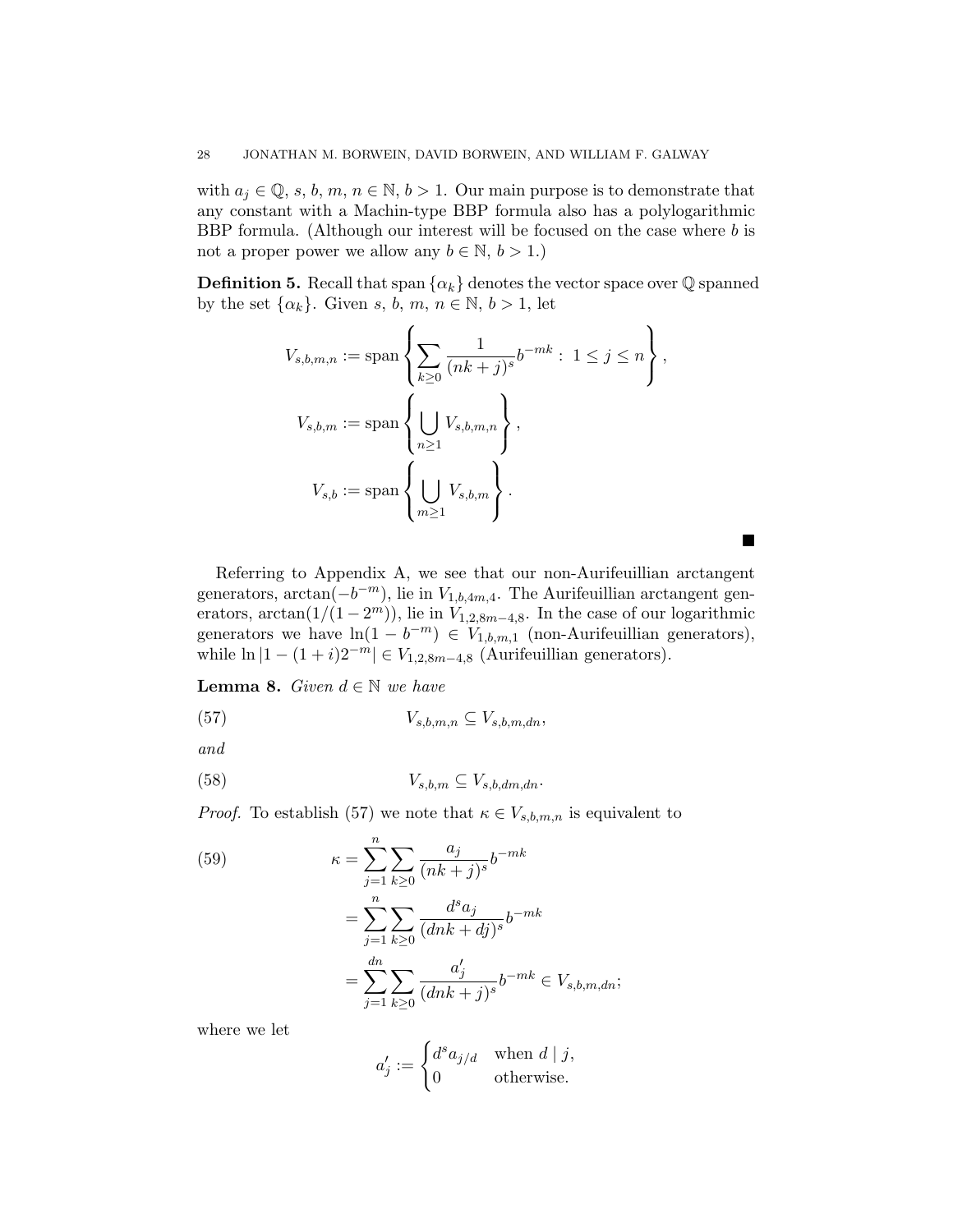with $a_j \in \mathbb{Q}$, $s, b, m, n \in \mathbb{N}$, $b > 1$. Our main purpose is to demonstrate that any constant with a Machin-type BBP formula also has a polylogarithmic BBP formula. (Although our interest will be focused on the case where $b$ is not a proper power we allow any $b \in \mathbb{N}$, $b > 1$.)

**Definition 5.** Recall that span $\{\alpha_k\}$ denotes the vector space over $\mathbb{Q}$ spanned by the set $\{\alpha_k\}$. Given $s, b, m, n \in \mathbb{N}$, $b > 1$, let

$$V_{s,b,m,n} := \operatorname{span}\left\{ \sum_{k \geq 0} \frac{1}{(nk+j)^s} b^{-mk} : 1 \leq j \leq n \right\},$$

$$V_{s,b,m} := \operatorname{span}\left\{ \bigcup_{n \geq 1} V_{s,b,m,n} \right\},$$

$$V_{s,b} := \operatorname{span}\left\{ \bigcup_{m \geq 1} V_{s,b,m} \right\}.$$

■

Referring to Appendix A, we see that our non-Aurifeuillian arctangent generators, $\arctan(-b^{-m})$, lie in $V_{1,b,4m,4}$. The Aurifeuillian arctangent generators, $\arctan(1/(1-2^m))$, lie in $V_{1,2,8m-4,8}$. In the case of our logarithmic generators we have $\ln(1 - b^{-m}) \in V_{1,b,m,1}$ (non-Aurifeuillian generators), while $\ln|1 - (1+i)2^{-m}| \in V_{1,2,8m-4,8}$ (Aurifeuillian generators).

**Lemma 8.** *Given $d \in \mathbb{N}$ we have*

$$V_{s,b,m,n} \subseteq V_{s,b,m,dn}, \tag{57}$$

*and*

$$V_{s,b,m} \subseteq V_{s,b,dm,dn}. \tag{58}$$

*Proof.* To establish (57) we note that $\kappa \in V_{s,b,m,n}$ is equivalent to

$$\begin{aligned}
\kappa &= \sum_{j=1}^{n} \sum_{k \geq 0} \frac{a_j}{(nk+j)^s} b^{-mk} \\
&= \sum_{j=1}^{n} \sum_{k \geq 0} \frac{d^s a_j}{(dnk+dj)^s} b^{-mk} \\
&= \sum_{j=1}^{dn} \sum_{k \geq 0} \frac{a'_j}{(dnk+j)^s} b^{-mk} \in V_{s,b,m,dn};
\end{aligned} \tag{59}$$

where we let

$$a'_j := \begin{cases} d^s a_{j/d} & \text{when } d \mid j, \\ 0 & \text{otherwise.} \end{cases}$$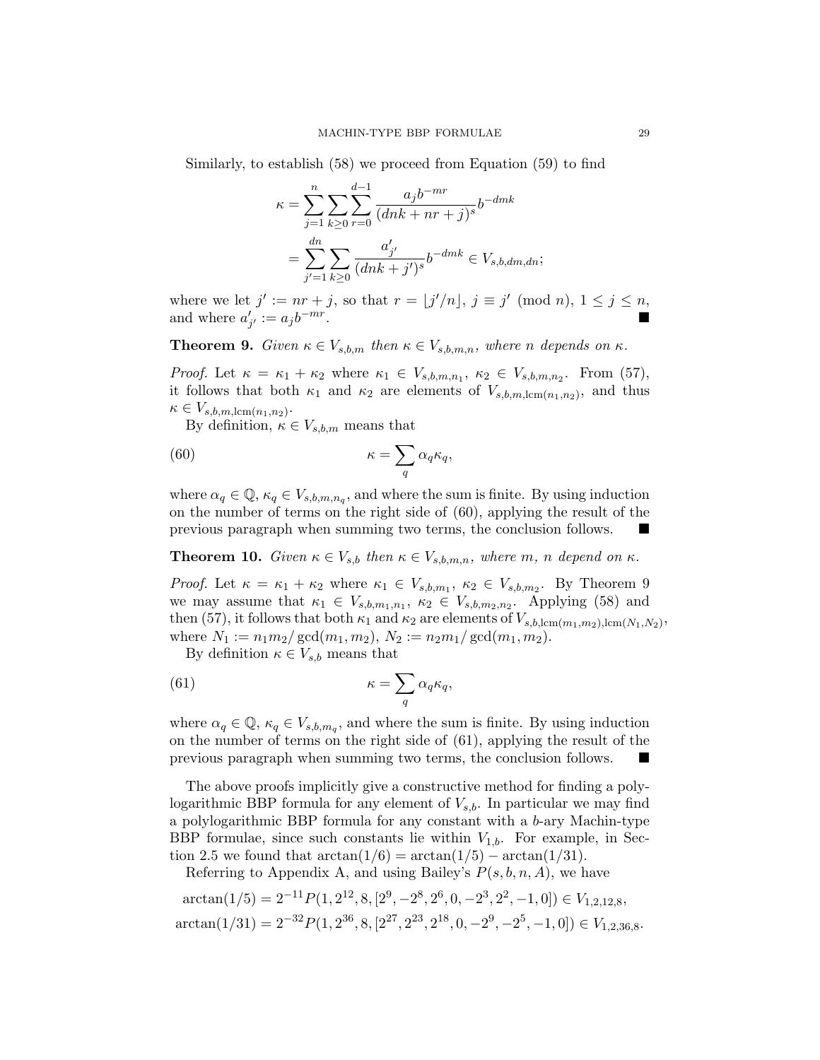Similarly, to establish (58) we proceed from Equation (59) to find

$$\begin{aligned}
\kappa &= \sum_{j=1}^{n} \sum_{k\geq 0} \sum_{r=0}^{d-1} \frac{a_j b^{-mr}}{(dnk+nr+j)^s} b^{-dmk} \\
&= \sum_{j'=1}^{dn} \sum_{k\geq 0} \frac{a'_{j'}}{(dnk+j')^s} b^{-dmk} \in V_{s,b,dm,dn};
\end{aligned}$$

where we let $j' := nr + j$, so that $r = \lfloor j'/n \rfloor$, $j \equiv j' \pmod{n}$, $1 \leq j \leq n$, and where $a'_{j'} := a_j b^{-mr}$. ■

**Theorem 9.** *Given $\kappa \in V_{s,b,m}$ then $\kappa \in V_{s,b,m,n}$, where $n$ depends on $\kappa$.*

*Proof.* Let $\kappa = \kappa_1 + \kappa_2$ where $\kappa_1 \in V_{s,b,m,n_1}$, $\kappa_2 \in V_{s,b,m,n_2}$. From (57), it follows that both $\kappa_1$ and $\kappa_2$ are elements of $V_{s,b,m,\mathrm{lcm}(n_1,n_2)}$, and thus $\kappa \in V_{s,b,m,\mathrm{lcm}(n_1,n_2)}$.

By definition, $\kappa \in V_{s,b,m}$ means that

$$\kappa = \sum_q \alpha_q \kappa_q, \tag{60}$$

where $\alpha_q \in \mathbb{Q}$, $\kappa_q \in V_{s,b,m,n_q}$, and where the sum is finite. By using induction on the number of terms on the right side of (60), applying the result of the previous paragraph when summing two terms, the conclusion follows. ■

**Theorem 10.** *Given $\kappa \in V_{s,b}$ then $\kappa \in V_{s,b,m,n}$, where $m$, $n$ depend on $\kappa$.*

*Proof.* Let $\kappa = \kappa_1 + \kappa_2$ where $\kappa_1 \in V_{s,b,m_1}$, $\kappa_2 \in V_{s,b,m_2}$. By Theorem 9 we may assume that $\kappa_1 \in V_{s,b,m_1,n_1}$, $\kappa_2 \in V_{s,b,m_2,n_2}$. Applying (58) and then (57), it follows that both $\kappa_1$ and $\kappa_2$ are elements of $V_{s,b,\mathrm{lcm}(m_1,m_2),\mathrm{lcm}(N_1,N_2)}$, where $N_1 := n_1 m_2/\gcd(m_1, m_2)$, $N_2 := n_2 m_1/\gcd(m_1, m_2)$.

By definition $\kappa \in V_{s,b}$ means that

$$\kappa = \sum_q \alpha_q \kappa_q, \tag{61}$$

where $\alpha_q \in \mathbb{Q}$, $\kappa_q \in V_{s,b,m_q}$, and where the sum is finite. By using induction on the number of terms on the right side of (61), applying the result of the previous paragraph when summing two terms, the conclusion follows. ■

The above proofs implicitly give a constructive method for finding a polylogarithmic BBP formula for any element of $V_{s,b}$. In particular we may find a polylogarithmic BBP formula for any constant with a $b$-ary Machin-type BBP formulae, since such constants lie within $V_{1,b}$. For example, in Section 2.5 we found that $\arctan(1/6) = \arctan(1/5) - \arctan(1/31)$.

Referring to Appendix A, and using Bailey's $P(s, b, n, A)$, we have

$$\begin{aligned}
\arctan(1/5) &= 2^{-11} P(1, 2^{12}, 8, [2^9, -2^8, 2^6, 0, -2^3, 2^2, -1, 0]) \in V_{1,2,12,8}, \\
\arctan(1/31) &= 2^{-32} P(1, 2^{36}, 8, [2^{27}, 2^{23}, 2^{18}, 0, -2^9, -2^5, -1, 0]) \in V_{1,2,36,8}.
\end{aligned}$$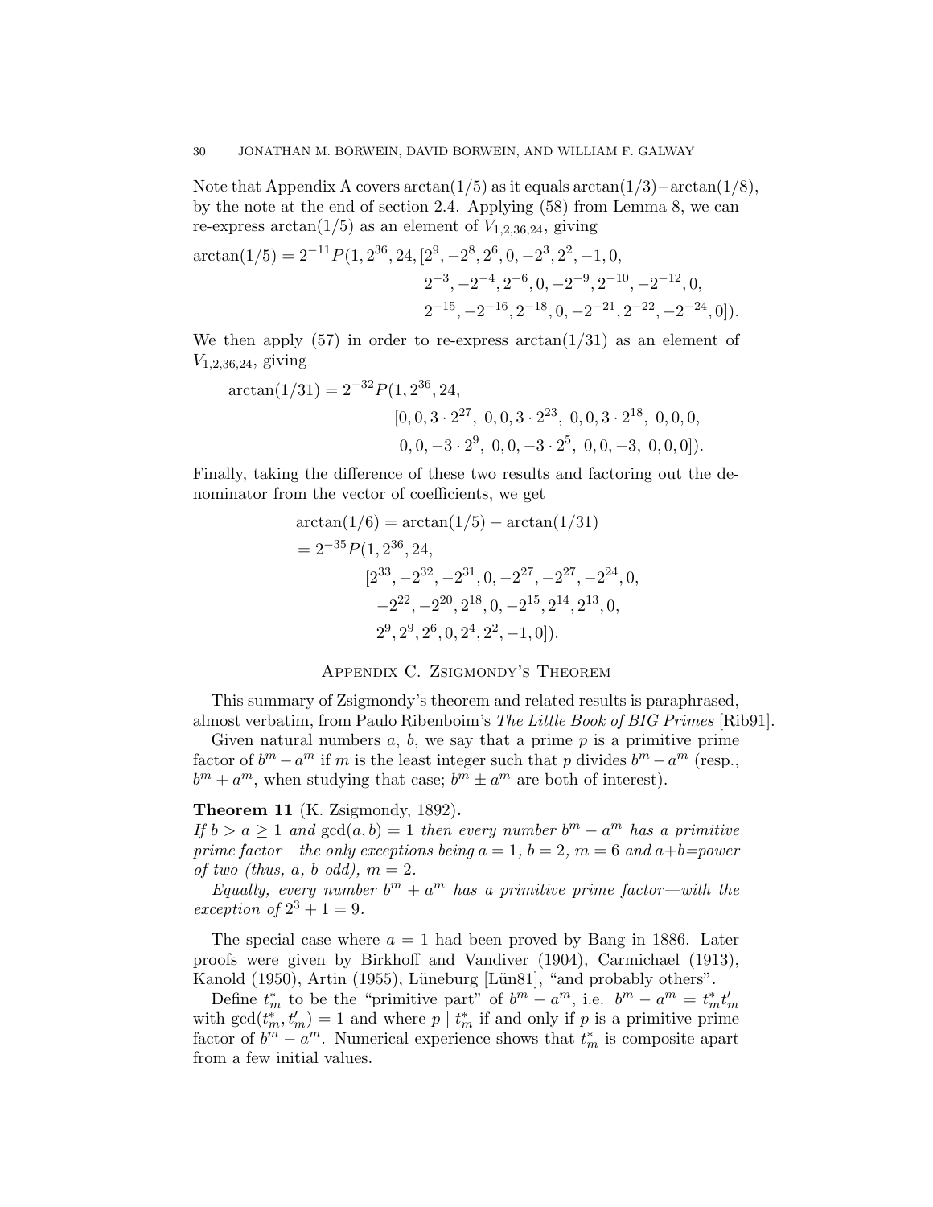Note that Appendix A covers $\arctan(1/5)$ as it equals $\arctan(1/3) - \arctan(1/8)$, by the note at the end of section 2.4. Applying (58) from Lemma 8, we can re-express $\arctan(1/5)$ as an element of $V_{1,2,36,24}$, giving

$$
\begin{aligned}
\arctan(1/5) = 2^{-11} P(1, 2^{36}, 24, [&2^9, -2^8, 2^6, 0, -2^3, 2^2, -1, 0,\\
&2^{-3}, -2^{-4}, 2^{-6}, 0, -2^{-9}, 2^{-10}, -2^{-12}, 0,\\
&2^{-15}, -2^{-16}, 2^{-18}, 0, -2^{-21}, 2^{-22}, -2^{-24}, 0]).
\end{aligned}
$$

We then apply (57) in order to re-express $\arctan(1/31)$ as an element of $V_{1,2,36,24}$, giving

$$
\begin{aligned}
\arctan(1/31) = 2^{-32} P(1, 2^{36}, 24,&\\
&[0, 0, 3 \cdot 2^{27},\ 0, 0, 3 \cdot 2^{23},\ 0, 0, 3 \cdot 2^{18},\ 0, 0, 0,\\
&\ 0, 0, -3 \cdot 2^9,\ 0, 0, -3 \cdot 2^5,\ 0, 0, -3,\ 0, 0, 0]).
\end{aligned}
$$

Finally, taking the difference of these two results and factoring out the denominator from the vector of coefficients, we get

$$
\begin{aligned}
&\arctan(1/6) = \arctan(1/5) - \arctan(1/31)\\
&= 2^{-35} P(1, 2^{36}, 24,\\
&\qquad [2^{33}, -2^{32}, -2^{31}, 0, -2^{27}, -2^{27}, -2^{24}, 0,\\
&\qquad -2^{22}, -2^{20}, 2^{18}, 0, -2^{15}, 2^{14}, 2^{13}, 0,\\
&\qquad 2^9, 2^9, 2^6, 0, 2^4, 2^2, -1, 0]).
\end{aligned}
$$

## Appendix C. Zsigmondy's Theorem

This summary of Zsigmondy's theorem and related results is paraphrased, almost verbatim, from Paulo Ribenboim's *The Little Book of BIG Primes* [Rib91].

Given natural numbers $a$, $b$, we say that a prime $p$ is a primitive prime factor of $b^m - a^m$ if $m$ is the least integer such that $p$ divides $b^m - a^m$ (resp., $b^m + a^m$, when studying that case; $b^m \pm a^m$ are both of interest).

**Theorem 11** (K. Zsigmondy, 1892)**.**
*If $b > a \geq 1$ and $\gcd(a, b) = 1$ then every number $b^m - a^m$ has a primitive prime factor—the only exceptions being $a = 1$, $b = 2$, $m = 6$ and $a+b$=power of two (thus, $a$, $b$ odd), $m = 2$.*

*Equally, every number $b^m + a^m$ has a primitive prime factor—with the exception of $2^3 + 1 = 9$.*

The special case where $a = 1$ had been proved by Bang in 1886. Later proofs were given by Birkhoff and Vandiver (1904), Carmichael (1913), Kanold (1950), Artin (1955), Lüneburg [Lün81], "and probably others".

Define $t_m^*$ to be the "primitive part" of $b^m - a^m$, i.e. $b^m - a^m = t_m^* t_m'$ with $\gcd(t_m^*, t_m') = 1$ and where $p \mid t_m^*$ if and only if $p$ is a primitive prime factor of $b^m - a^m$. Numerical experience shows that $t_m^*$ is composite apart from a few initial values.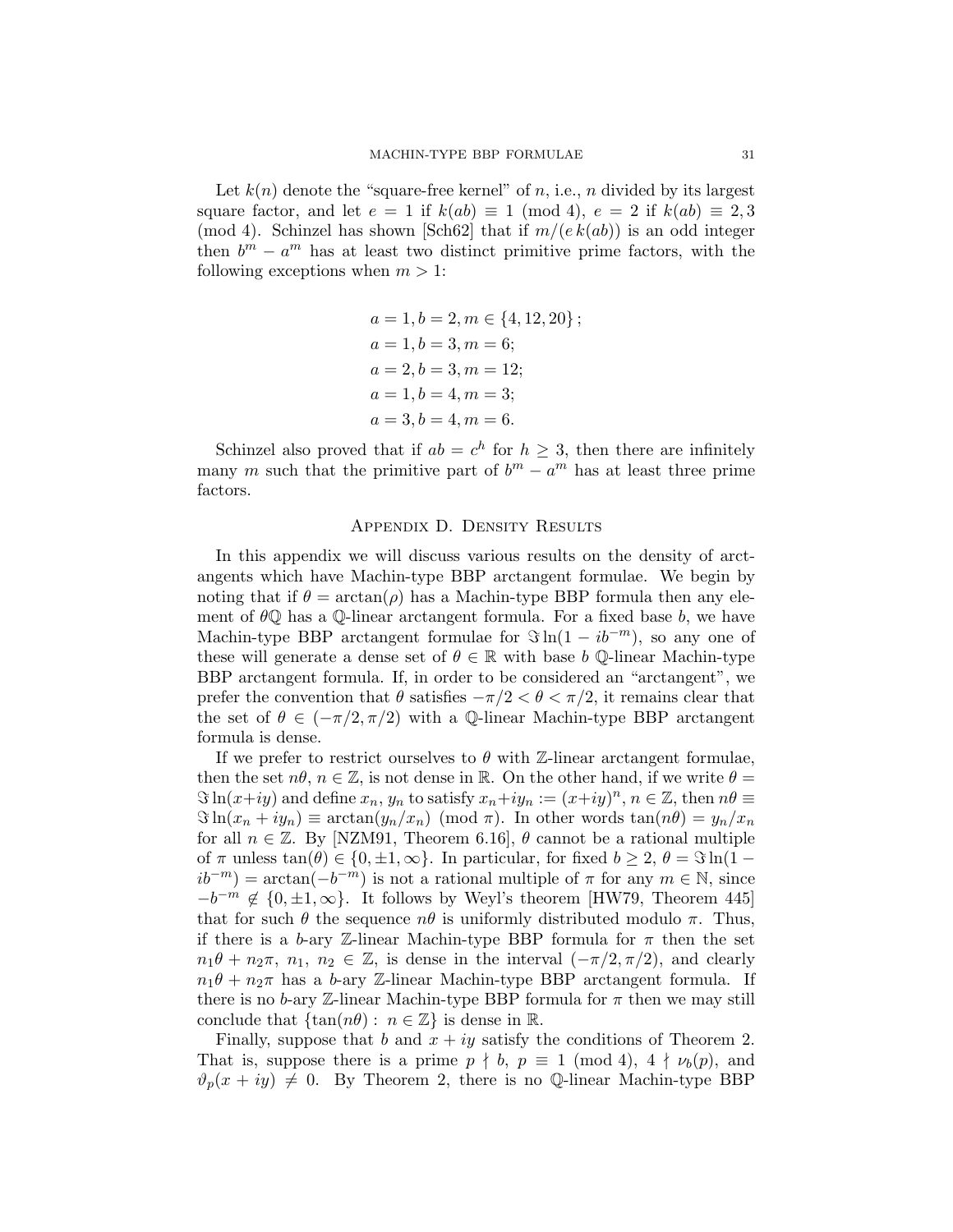Let $k(n)$ denote the "square-free kernel" of $n$, i.e., $n$ divided by its largest square factor, and let $e = 1$ if $k(ab) \equiv 1 \pmod 4$, $e = 2$ if $k(ab) \equiv 2, 3 \pmod 4$. Schinzel has shown [Sch62] that if $m/(e\,k(ab))$ is an odd integer then $b^m - a^m$ has at least two distinct primitive prime factors, with the following exceptions when $m > 1$:

$$
\begin{aligned}
&a = 1, b = 2, m \in \{4, 12, 20\}\,;\\
&a = 1, b = 3, m = 6;\\
&a = 2, b = 3, m = 12;\\
&a = 1, b = 4, m = 3;\\
&a = 3, b = 4, m = 6.
\end{aligned}
$$

Schinzel also proved that if $ab = c^h$ for $h \geq 3$, then there are infinitely many $m$ such that the primitive part of $b^m - a^m$ has at least three prime factors.

## Appendix D. Density Results

In this appendix we will discuss various results on the density of arctangents which have Machin-type BBP arctangent formulae. We begin by noting that if $\theta = \arctan(\rho)$ has a Machin-type BBP formula then any element of $\theta\mathbb{Q}$ has a $\mathbb{Q}$-linear arctangent formula. For a fixed base $b$, we have Machin-type BBP arctangent formulae for $\Im \ln(1 - ib^{-m})$, so any one of these will generate a dense set of $\theta \in \mathbb{R}$ with base $b$ $\mathbb{Q}$-linear Machin-type BBP arctangent formula. If, in order to be considered an "arctangent", we prefer the convention that $\theta$ satisfies $-\pi/2 < \theta < \pi/2$, it remains clear that the set of $\theta \in (-\pi/2, \pi/2)$ with a $\mathbb{Q}$-linear Machin-type BBP arctangent formula is dense.

If we prefer to restrict ourselves to $\theta$ with $\mathbb{Z}$-linear arctangent formulae, then the set $n\theta$, $n \in \mathbb{Z}$, is not dense in $\mathbb{R}$. On the other hand, if we write $\theta = \Im \ln(x+iy)$ and define $x_n$, $y_n$ to satisfy $x_n + iy_n := (x+iy)^n$, $n \in \mathbb{Z}$, then $n\theta \equiv \Im \ln(x_n + iy_n) \equiv \arctan(y_n/x_n) \pmod \pi$. In other words $\tan(n\theta) = y_n/x_n$ for all $n \in \mathbb{Z}$. By [NZM91, Theorem 6.16], $\theta$ cannot be a rational multiple of $\pi$ unless $\tan(\theta) \in \{0, \pm 1, \infty\}$. In particular, for fixed $b \geq 2$, $\theta = \Im \ln(1 - ib^{-m}) = \arctan(-b^{-m})$ is not a rational multiple of $\pi$ for any $m \in \mathbb{N}$, since $-b^{-m} \notin \{0, \pm 1, \infty\}$. It follows by Weyl's theorem [HW79, Theorem 445] that for such $\theta$ the sequence $n\theta$ is uniformly distributed modulo $\pi$. Thus, if there is a $b$-ary $\mathbb{Z}$-linear Machin-type BBP formula for $\pi$ then the set $n_1\theta + n_2\pi$, $n_1$, $n_2 \in \mathbb{Z}$, is dense in the interval $(-\pi/2, \pi/2)$, and clearly $n_1\theta + n_2\pi$ has a $b$-ary $\mathbb{Z}$-linear Machin-type BBP arctangent formula. If there is no $b$-ary $\mathbb{Z}$-linear Machin-type BBP formula for $\pi$ then we may still conclude that $\{\tan(n\theta) : n \in \mathbb{Z}\}$ is dense in $\mathbb{R}$.

Finally, suppose that $b$ and $x + iy$ satisfy the conditions of Theorem 2. That is, suppose there is a prime $p \nmid b$, $p \equiv 1 \pmod 4$, $4 \nmid \nu_b(p)$, and $\vartheta_p(x + iy) \neq 0$. By Theorem 2, there is no $\mathbb{Q}$-linear Machin-type BBP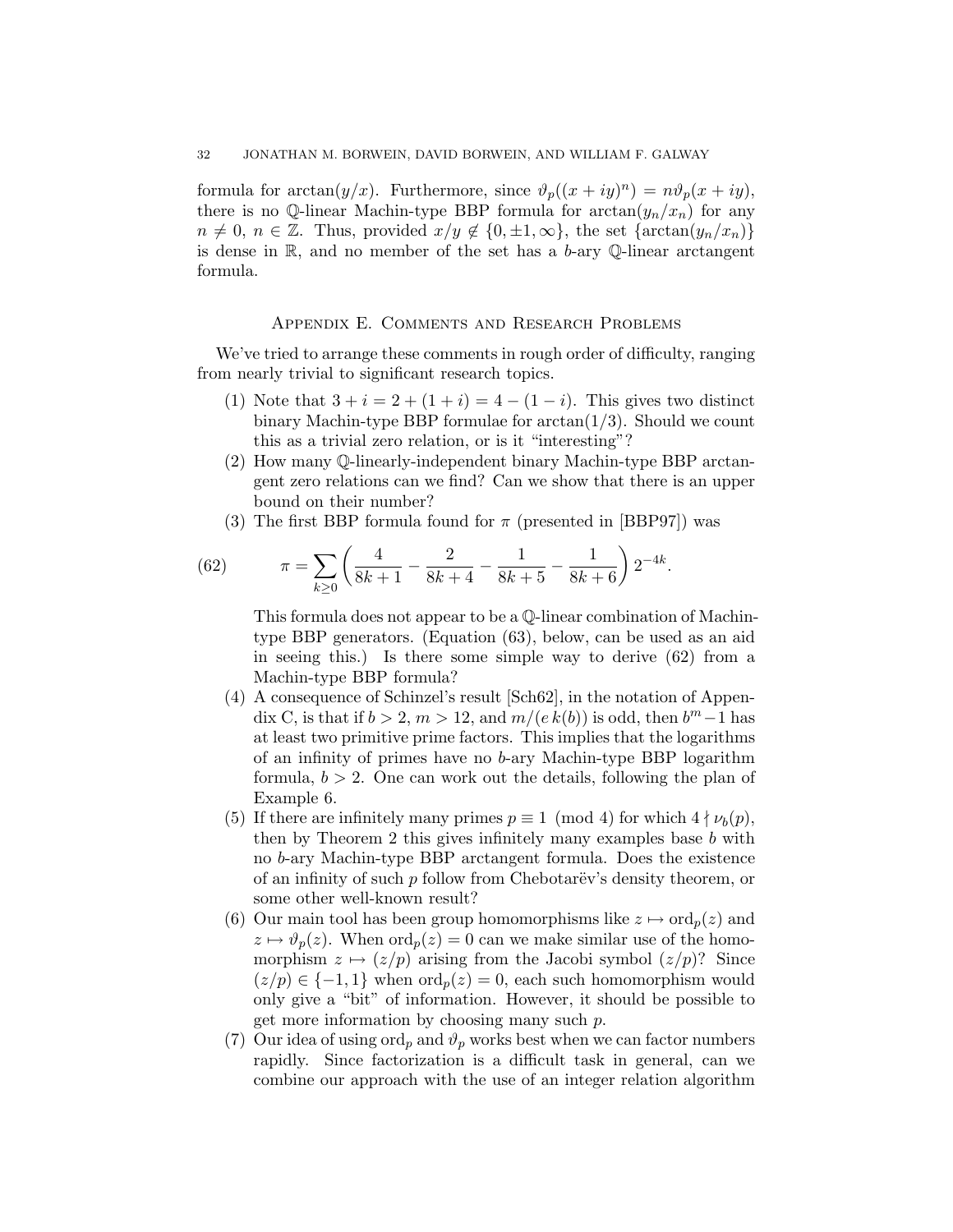formula for $\arctan(y/x)$. Furthermore, since $\vartheta_p((x+iy)^n) = n\vartheta_p(x+iy)$, there is no $\mathbb{Q}$-linear Machin-type BBP formula for $\arctan(y_n/x_n)$ for any $n \neq 0$, $n \in \mathbb{Z}$. Thus, provided $x/y \notin \{0, \pm 1, \infty\}$, the set $\{\arctan(y_n/x_n)\}$ is dense in $\mathbb{R}$, and no member of the set has a $b$-ary $\mathbb{Q}$-linear arctangent formula.

## Appendix E. Comments and Research Problems

We've tried to arrange these comments in rough order of difficulty, ranging from nearly trivial to significant research topics.

1. Note that $3+i = 2+(1+i) = 4-(1-i)$. This gives two distinct binary Machin-type BBP formulae for $\arctan(1/3)$. Should we count this as a trivial zero relation, or is it "interesting"?
2. How many $\mathbb{Q}$-linearly-independent binary Machin-type BBP arctangent zero relations can we find? Can we show that there is an upper bound on their number?
3. The first BBP formula found for $\pi$ (presented in [BBP97]) was

$$\pi = \sum_{k \geq 0} \left( \frac{4}{8k+1} - \frac{2}{8k+4} - \frac{1}{8k+5} - \frac{1}{8k+6} \right) 2^{-4k}. \tag{62}$$

   This formula does not appear to be a $\mathbb{Q}$-linear combination of Machin-type BBP generators. (Equation (63), below, can be used as an aid in seeing this.) Is there some simple way to derive (62) from a Machin-type BBP formula?
4. A consequence of Schinzel's result [Sch62], in the notation of Appendix C, is that if $b > 2$, $m > 12$, and $m/(e\,k(b))$ is odd, then $b^m - 1$ has at least two primitive prime factors. This implies that the logarithms of an infinity of primes have no $b$-ary Machin-type BBP logarithm formula, $b > 2$. One can work out the details, following the plan of Example 6.
5. If there are infinitely many primes $p \equiv 1 \pmod 4$ for which $4 \nmid \nu_b(p)$, then by Theorem 2 this gives infinitely many examples base $b$ with no $b$-ary Machin-type BBP arctangent formula. Does the existence of an infinity of such $p$ follow from Chebotarëv's density theorem, or some other well-known result?
6. Our main tool has been group homomorphisms like $z \mapsto \operatorname{ord}_p(z)$ and $z \mapsto \vartheta_p(z)$. When $\operatorname{ord}_p(z) = 0$ can we make similar use of the homomorphism $z \mapsto (z/p)$ arising from the Jacobi symbol $(z/p)$? Since $(z/p) \in \{-1, 1\}$ when $\operatorname{ord}_p(z) = 0$, each such homomorphism would only give a "bit" of information. However, it should be possible to get more information by choosing many such $p$.
7. Our idea of using $\operatorname{ord}_p$ and $\vartheta_p$ works best when we can factor numbers rapidly. Since factorization is a difficult task in general, can we combine our approach with the use of an integer relation algorithm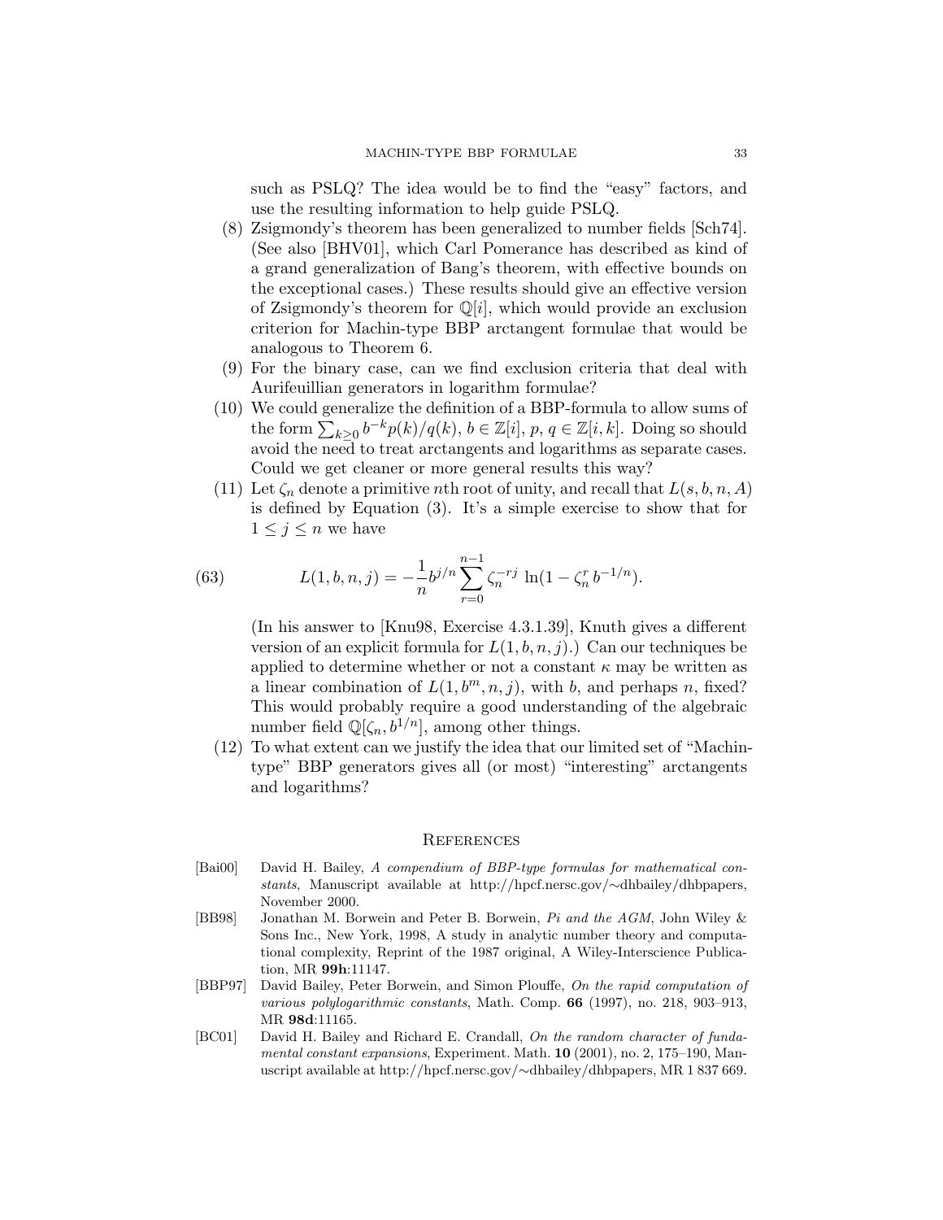such as PSLQ? The idea would be to find the "easy" factors, and use the resulting information to help guide PSLQ.

(8) Zsigmondy's theorem has been generalized to number fields [Sch74]. (See also [BHV01], which Carl Pomerance has described as kind of a grand generalization of Bang's theorem, with effective bounds on the exceptional cases.) These results should give an effective version of Zsigmondy's theorem for $\mathbb{Q}[i]$, which would provide an exclusion criterion for Machin-type BBP arctangent formulae that would be analogous to Theorem 6.

(9) For the binary case, can we find exclusion criteria that deal with Aurifeuillian generators in logarithm formulae?

(10) We could generalize the definition of a BBP-formula to allow sums of the form $\sum_{k\geq 0} b^{-k}p(k)/q(k)$, $b \in \mathbb{Z}[i]$, $p$, $q \in \mathbb{Z}[i,k]$. Doing so should avoid the need to treat arctangents and logarithms as separate cases. Could we get cleaner or more general results this way?

(11) Let $\zeta_n$ denote a primitive $n$th root of unity, and recall that $L(s,b,n,A)$ is defined by Equation (3). It's a simple exercise to show that for $1 \leq j \leq n$ we have

$$L(1,b,n,j) = -\frac{1}{n} b^{j/n} \sum_{r=0}^{n-1} \zeta_n^{-rj} \ln(1 - \zeta_n^r \, b^{-1/n}). \tag{63}$$

(In his answer to [Knu98, Exercise 4.3.1.39], Knuth gives a different version of an explicit formula for $L(1,b,n,j)$.) Can our techniques be applied to determine whether or not a constant $\kappa$ may be written as a linear combination of $L(1,b^m,n,j)$, with $b$, and perhaps $n$, fixed? This would probably require a good understanding of the algebraic number field $\mathbb{Q}[\zeta_n, b^{1/n}]$, among other things.

(12) To what extent can we justify the idea that our limited set of "Machin-type" BBP generators gives all (or most) "interesting" arctangents and logarithms?

## References

[Bai00] David H. Bailey, *A compendium of BBP-type formulas for mathematical constants*, Manuscript available at http://hpcf.nersc.gov/∼dhbailey/dhbpapers, November 2000.

[BB98] Jonathan M. Borwein and Peter B. Borwein, *Pi and the AGM*, John Wiley & Sons Inc., New York, 1998, A study in analytic number theory and computational complexity, Reprint of the 1987 original, A Wiley-Interscience Publication, MR **99h**:11147.

[BBP97] David Bailey, Peter Borwein, and Simon Plouffe, *On the rapid computation of various polylogarithmic constants*, Math. Comp. **66** (1997), no. 218, 903–913, MR **98d**:11165.

[BC01] David H. Bailey and Richard E. Crandall, *On the random character of fundamental constant expansions*, Experiment. Math. **10** (2001), no. 2, 175–190, Manuscript available at http://hpcf.nersc.gov/∼dhbailey/dhbpapers, MR 1 837 669.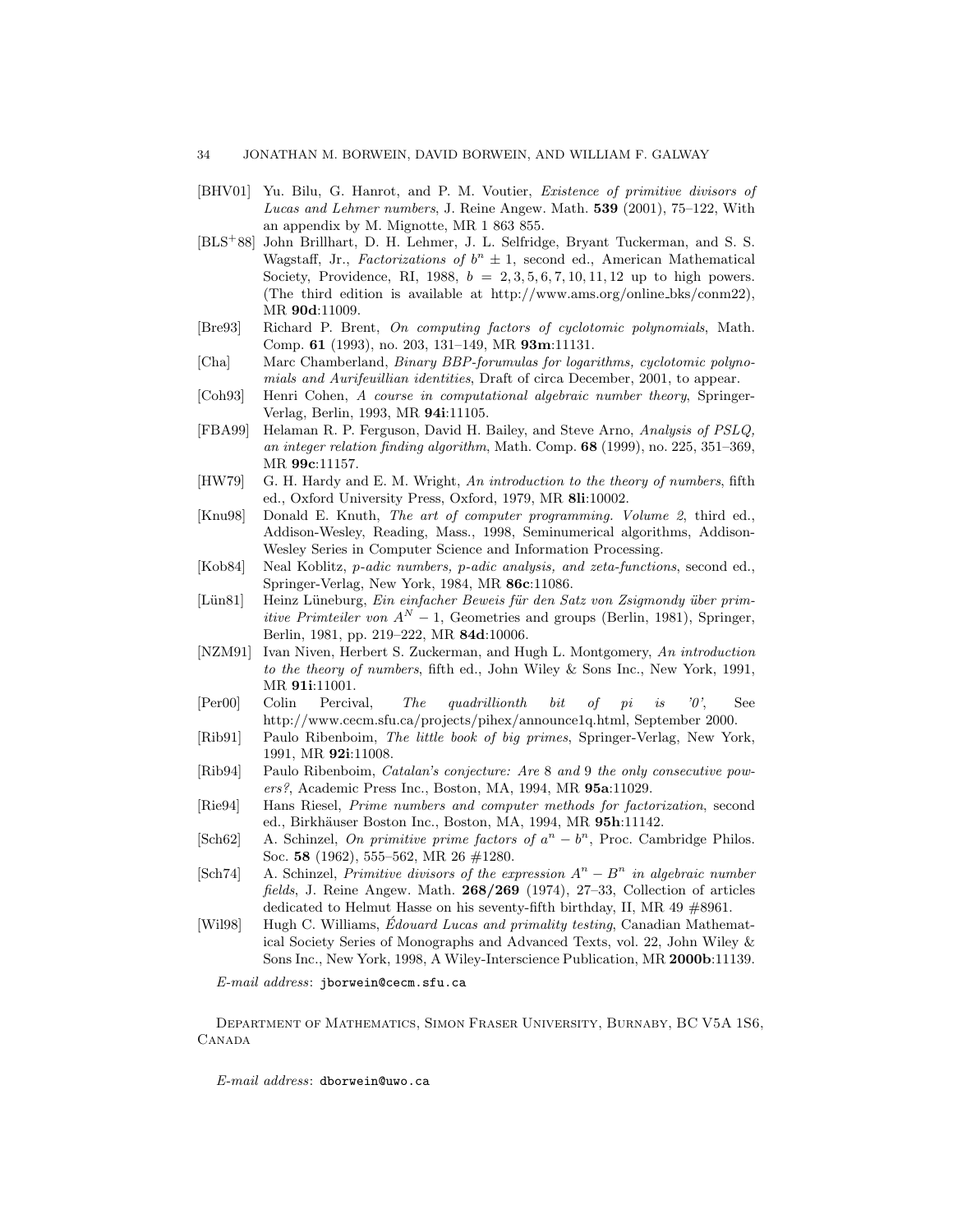[BHV01] Yu. Bilu, G. Hanrot, and P. M. Voutier, *Existence of primitive divisors of Lucas and Lehmer numbers*, J. Reine Angew. Math. **539** (2001), 75–122, With an appendix by M. Mignotte, MR 1 863 855.

[BLS+88] John Brillhart, D. H. Lehmer, J. L. Selfridge, Bryant Tuckerman, and S. S. Wagstaff, Jr., *Factorizations of $b^n \pm 1$*, second ed., American Mathematical Society, Providence, RI, 1988, $b = 2, 3, 5, 6, 7, 10, 11, 12$ up to high powers. (The third edition is available at http://www.ams.org/online_bks/conm22), MR **90d**:11009.

[Bre93] Richard P. Brent, *On computing factors of cyclotomic polynomials*, Math. Comp. **61** (1993), no. 203, 131–149, MR **93m**:11131.

[Cha] Marc Chamberland, *Binary BBP-forumulas for logarithms, cyclotomic polynomials and Aurifeuillian identities*, Draft of circa December, 2001, to appear.

[Coh93] Henri Cohen, *A course in computational algebraic number theory*, Springer-Verlag, Berlin, 1993, MR **94i**:11105.

[FBA99] Helaman R. P. Ferguson, David H. Bailey, and Steve Arno, *Analysis of PSLQ, an integer relation finding algorithm*, Math. Comp. **68** (1999), no. 225, 351–369, MR **99c**:11157.

[HW79] G. H. Hardy and E. M. Wright, *An introduction to the theory of numbers*, fifth ed., Oxford University Press, Oxford, 1979, MR **8li**:10002.

[Knu98] Donald E. Knuth, *The art of computer programming. Volume 2*, third ed., Addison-Wesley, Reading, Mass., 1998, Seminumerical algorithms, Addison-Wesley Series in Computer Science and Information Processing.

[Kob84] Neal Koblitz, *p-adic numbers, p-adic analysis, and zeta-functions*, second ed., Springer-Verlag, New York, 1984, MR **86c**:11086.

[Lün81] Heinz Lüneburg, *Ein einfacher Beweis für den Satz von Zsigmondy über primitive Primteiler von $A^N - 1$*, Geometries and groups (Berlin, 1981), Springer, Berlin, 1981, pp. 219–222, MR **84d**:10006.

[NZM91] Ivan Niven, Herbert S. Zuckerman, and Hugh L. Montgomery, *An introduction to the theory of numbers*, fifth ed., John Wiley & Sons Inc., New York, 1991, MR **91i**:11001.

[Per00] Colin Percival, *The quadrillionth bit of pi is '0'*, See http://www.cecm.sfu.ca/projects/pihex/announce1q.html, September 2000.

[Rib91] Paulo Ribenboim, *The little book of big primes*, Springer-Verlag, New York, 1991, MR **92i**:11008.

[Rib94] Paulo Ribenboim, *Catalan's conjecture: Are 8 and 9 the only consecutive powers?*, Academic Press Inc., Boston, MA, 1994, MR **95a**:11029.

[Rie94] Hans Riesel, *Prime numbers and computer methods for factorization*, second ed., Birkhäuser Boston Inc., Boston, MA, 1994, MR **95h**:11142.

[Sch62] A. Schinzel, *On primitive prime factors of $a^n - b^n$*, Proc. Cambridge Philos. Soc. **58** (1962), 555–562, MR 26 #1280.

[Sch74] A. Schinzel, *Primitive divisors of the expression $A^n - B^n$ in algebraic number fields*, J. Reine Angew. Math. **268/269** (1974), 27–33, Collection of articles dedicated to Helmut Hasse on his seventy-fifth birthday, II, MR 49 #8961.

[Wil98] Hugh C. Williams, *Édouard Lucas and primality testing*, Canadian Mathematical Society Series of Monographs and Advanced Texts, vol. 22, John Wiley & Sons Inc., New York, 1998, A Wiley-Interscience Publication, MR **2000b**:11139.

*E-mail address*: jborwein@cecm.sfu.ca

Department of Mathematics, Simon Fraser University, Burnaby, BC V5A 1S6, Canada

*E-mail address*: dborwein@uwo.ca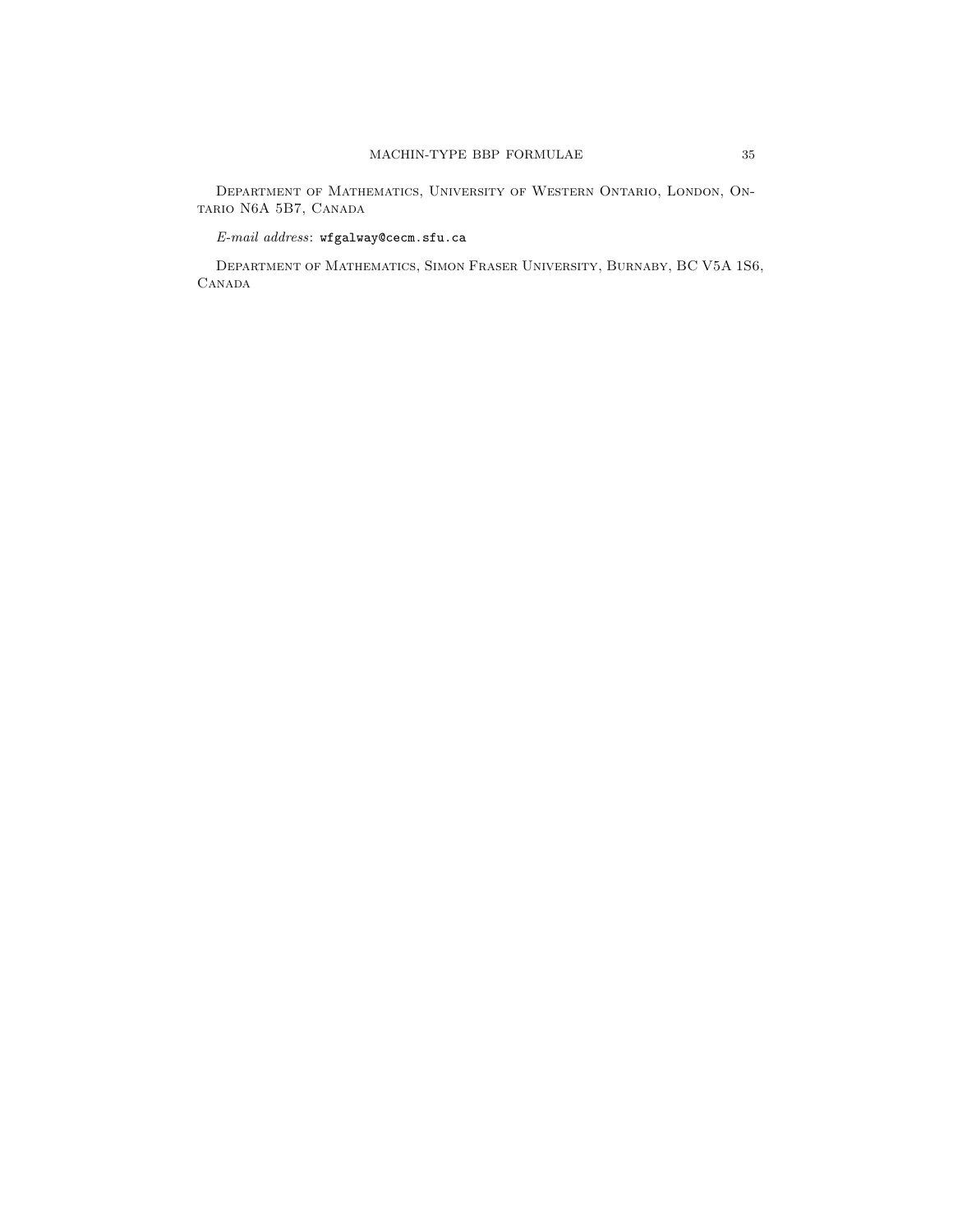Department of Mathematics, University of Western Ontario, London, Ontario N6A 5B7, Canada

*E-mail address*: wfgalway@cecm.sfu.ca

Department of Mathematics, Simon Fraser University, Burnaby, BC V5A 1S6, Canada